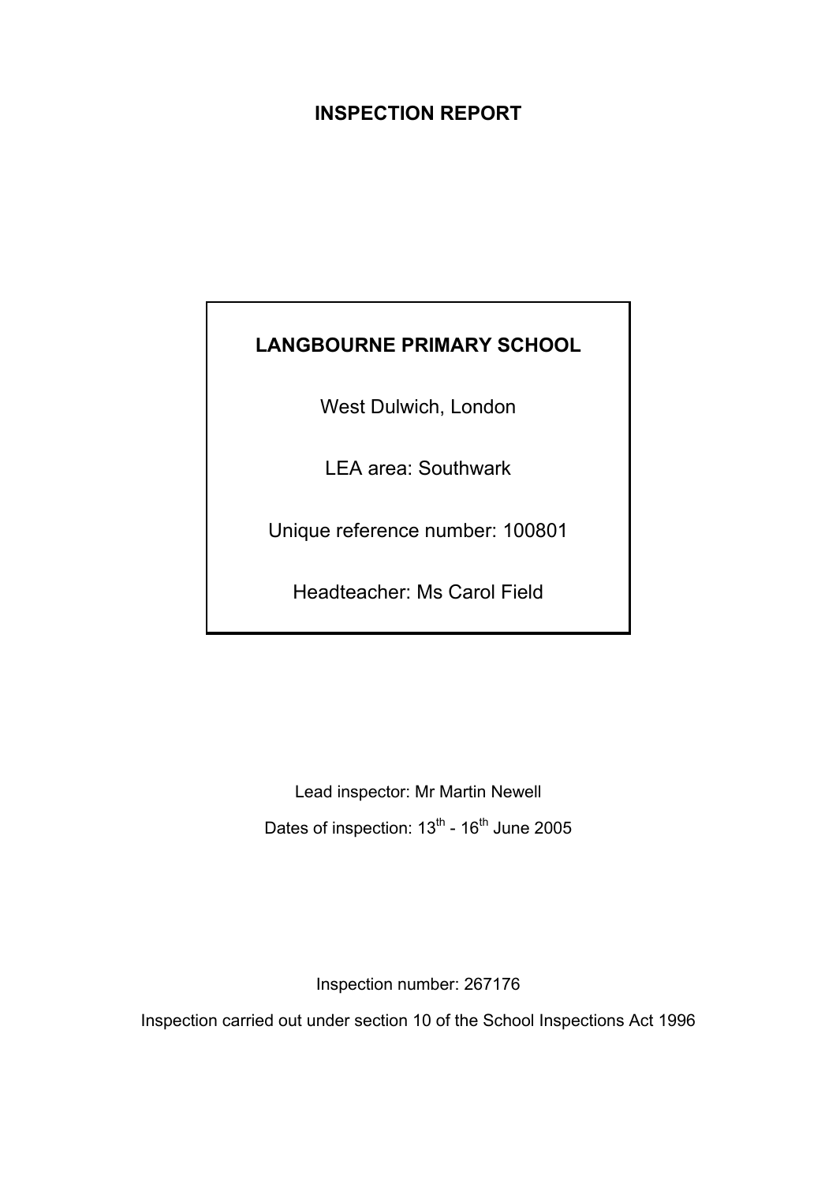# INSPECTION REPORT

## LANGBOURNE PRIMARY SCHOOL

West Dulwich, London

LEA area: Southwark

Unique reference number: 100801

Headteacher: Ms Carol Field

Lead inspector: Mr Martin Newell

Dates of inspection: 13th - 16th June 2005

Inspection number: 267176

Inspection carried out under section 10 of the School Inspections Act 1996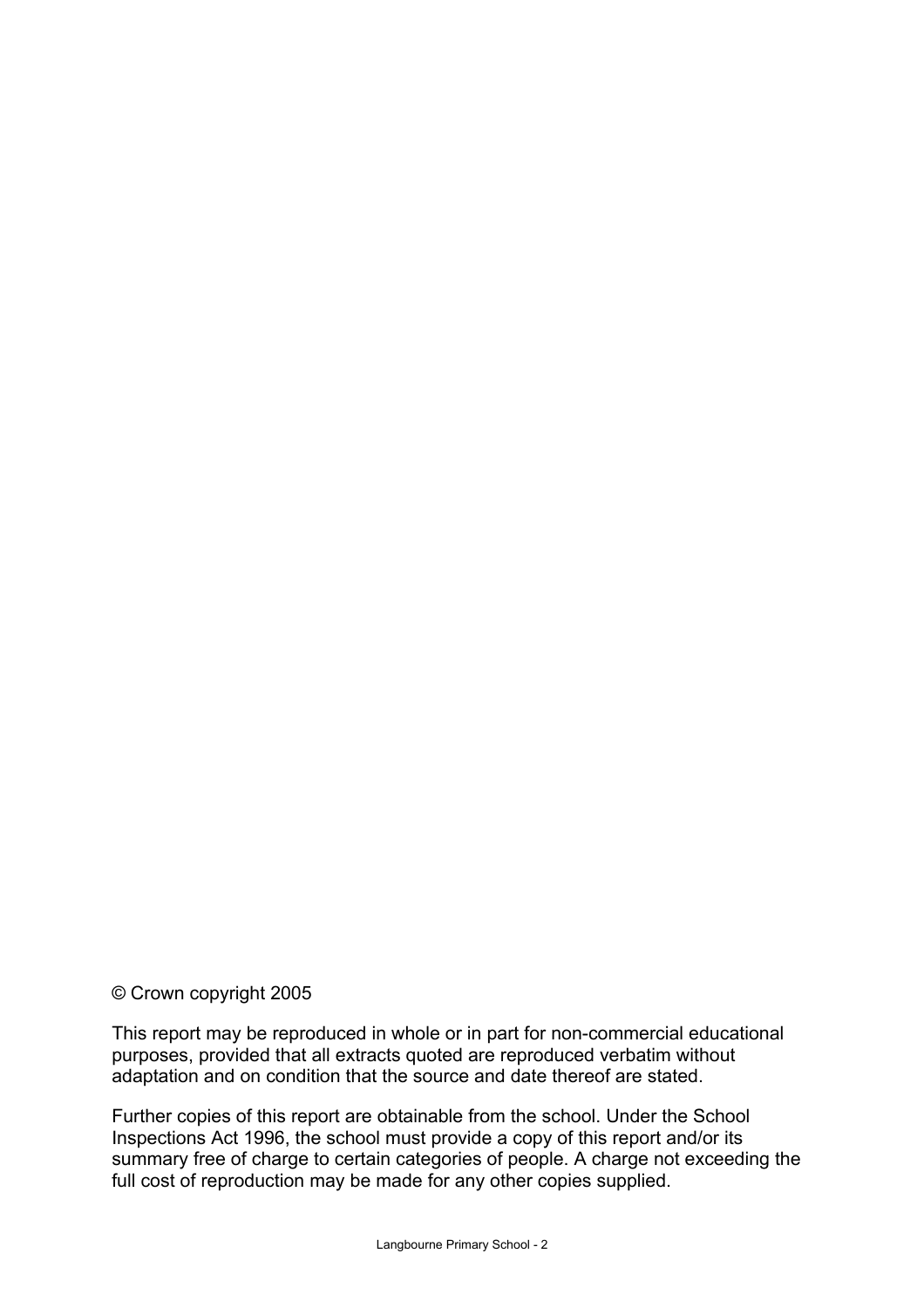© Crown copyright 2005

This report may be reproduced in whole or in part for non-commercial educational purposes, provided that all extracts quoted are reproduced verbatim without adaptation and on condition that the source and date thereof are stated.

Further copies of this report are obtainable from the school. Under the School Inspections Act 1996, the school must provide a copy of this report and/or its summary free of charge to certain categories of people. A charge not exceeding the full cost of reproduction may be made for any other copies supplied.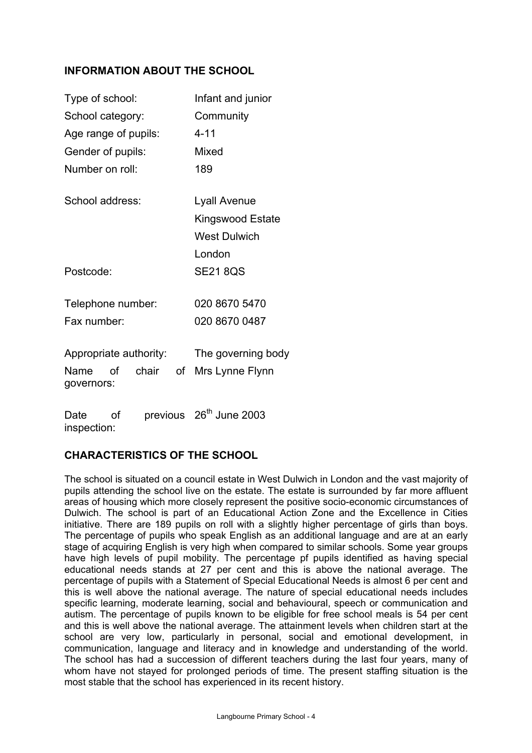## INFORMATION ABOUT THE SCHOOL

| | |
|---|---|
| Type of school: | Infant and junior |
| School category: | Community |
| Age range of pupils: | 4-11 |
| Gender of pupils: | Mixed |
| Number on roll: | 189 |
| School address: | Lyall Avenue<br>Kingswood Estate<br>West Dulwich<br>London |
| Postcode: | SE21 8QS |
| Telephone number: | 020 8670 5470 |
| Fax number: | 020 8670 0487 |
| Appropriate authority: | The governing body |
| Name of chair of governors: | Mrs Lynne Flynn |
| Date of previous inspection: | 26th June 2003 |

## CHARACTERISTICS OF THE SCHOOL

The school is situated on a council estate in West Dulwich in London and the vast majority of pupils attending the school live on the estate. The estate is surrounded by far more affluent areas of housing which more closely represent the positive socio-economic circumstances of Dulwich. The school is part of an Educational Action Zone and the Excellence in Cities initiative. There are 189 pupils on roll with a slightly higher percentage of girls than boys. The percentage of pupils who speak English as an additional language and are at an early stage of acquiring English is very high when compared to similar schools. Some year groups have high levels of pupil mobility. The percentage pf pupils identified as having special educational needs stands at 27 per cent and this is above the national average. The percentage of pupils with a Statement of Special Educational Needs is almost 6 per cent and this is well above the national average. The nature of special educational needs includes specific learning, moderate learning, social and behavioural, speech or communication and autism. The percentage of pupils known to be eligible for free school meals is 54 per cent and this is well above the national average. The attainment levels when children start at the school are very low, particularly in personal, social and emotional development, in communication, language and literacy and in knowledge and understanding of the world. The school has had a succession of different teachers during the last four years, many of whom have not stayed for prolonged periods of time. The present staffing situation is the most stable that the school has experienced in its recent history.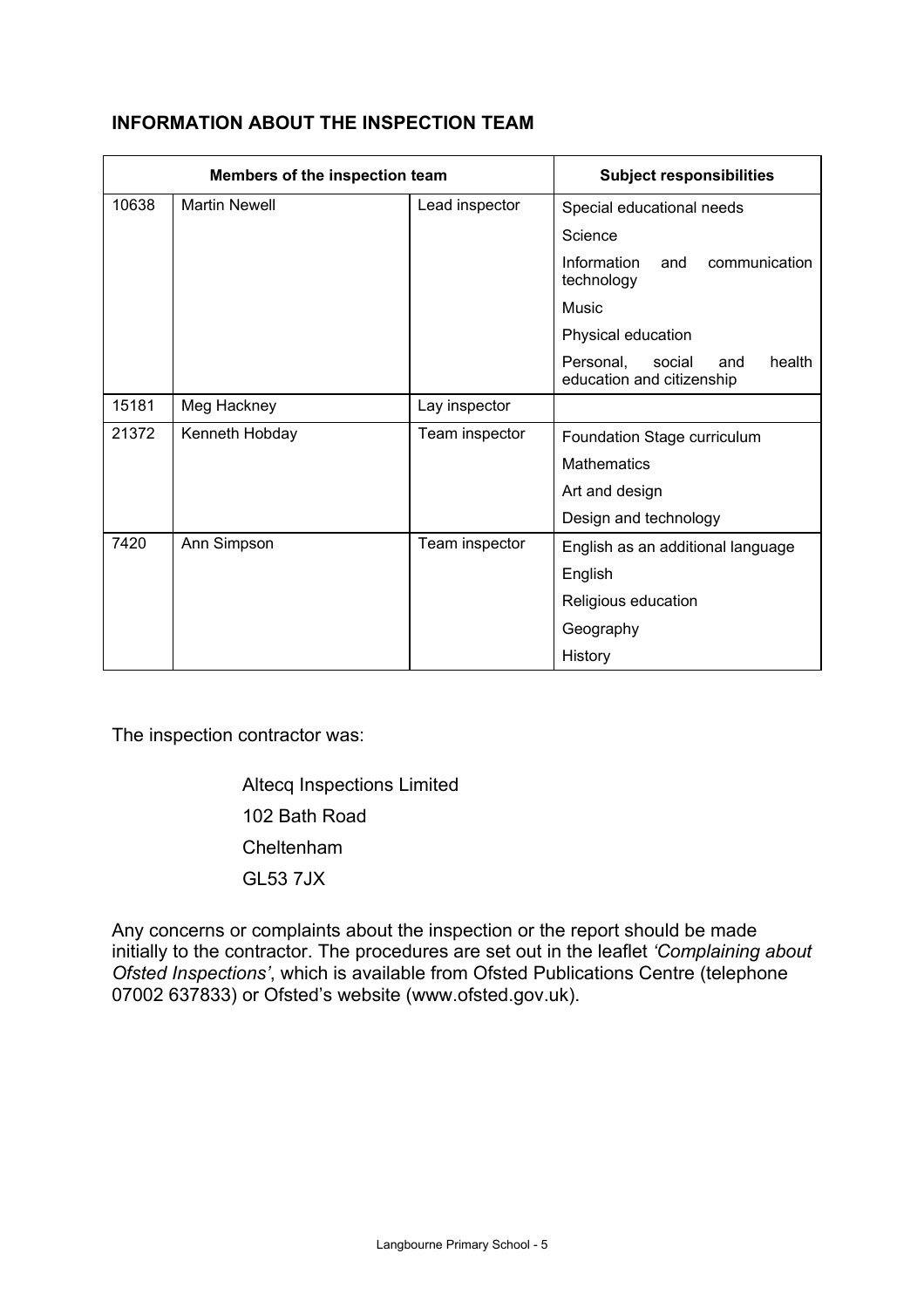## INFORMATION ABOUT THE INSPECTION TEAM

| Members of the inspection team | | | Subject responsibilities |
|---|---|---|---|
| 10638 | Martin Newell | Lead inspector | Special educational needs |
| | | | Science |
| | | | Information and communication technology |
| | | | Music |
| | | | Physical education |
| | | | Personal, social and health education and citizenship |
| 15181 | Meg Hackney | Lay inspector | |
| 21372 | Kenneth Hobday | Team inspector | Foundation Stage curriculum |
| | | | Mathematics |
| | | | Art and design |
| | | | Design and technology |
| 7420 | Ann Simpson | Team inspector | English as an additional language |
| | | | English |
| | | | Religious education |
| | | | Geography |
| | | | History |

The inspection contractor was:

Altecq Inspections Limited
102 Bath Road
Cheltenham
GL53 7JX

Any concerns or complaints about the inspection or the report should be made initially to the contractor. The procedures are set out in the leaflet *'Complaining about Ofsted Inspections'*, which is available from Ofsted Publications Centre (telephone 07002 637833) or Ofsted's website (www.ofsted.gov.uk).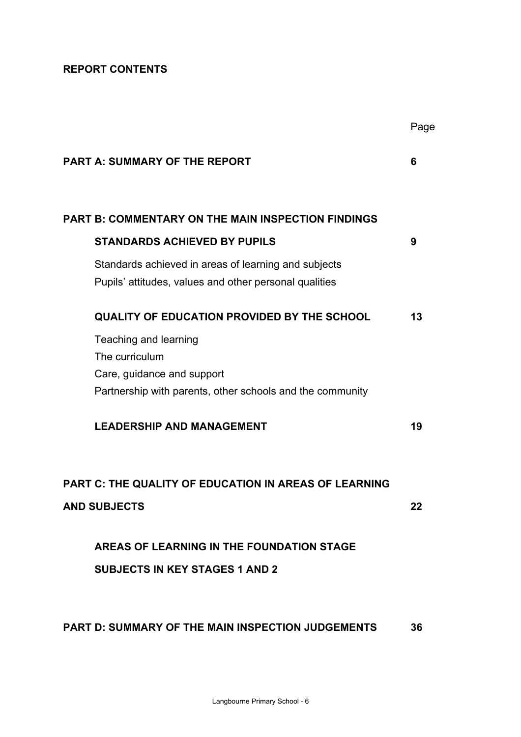**REPORT CONTENTS**

| | Page |
|---|---|
| **PART A: SUMMARY OF THE REPORT** | **6** |
| **PART B: COMMENTARY ON THE MAIN INSPECTION FINDINGS** | |
| **STANDARDS ACHIEVED BY PUPILS** | **9** |
| Standards achieved in areas of learning and subjects | |
| Pupils' attitudes, values and other personal qualities | |
| **QUALITY OF EDUCATION PROVIDED BY THE SCHOOL** | **13** |
| Teaching and learning | |
| The curriculum | |
| Care, guidance and support | |
| Partnership with parents, other schools and the community | |
| **LEADERSHIP AND MANAGEMENT** | **19** |
| **PART C: THE QUALITY OF EDUCATION IN AREAS OF LEARNING AND SUBJECTS** | **22** |
| **AREAS OF LEARNING IN THE FOUNDATION STAGE** | |
| **SUBJECTS IN KEY STAGES 1 AND 2** | |
| **PART D: SUMMARY OF THE MAIN INSPECTION JUDGEMENTS** | **36** |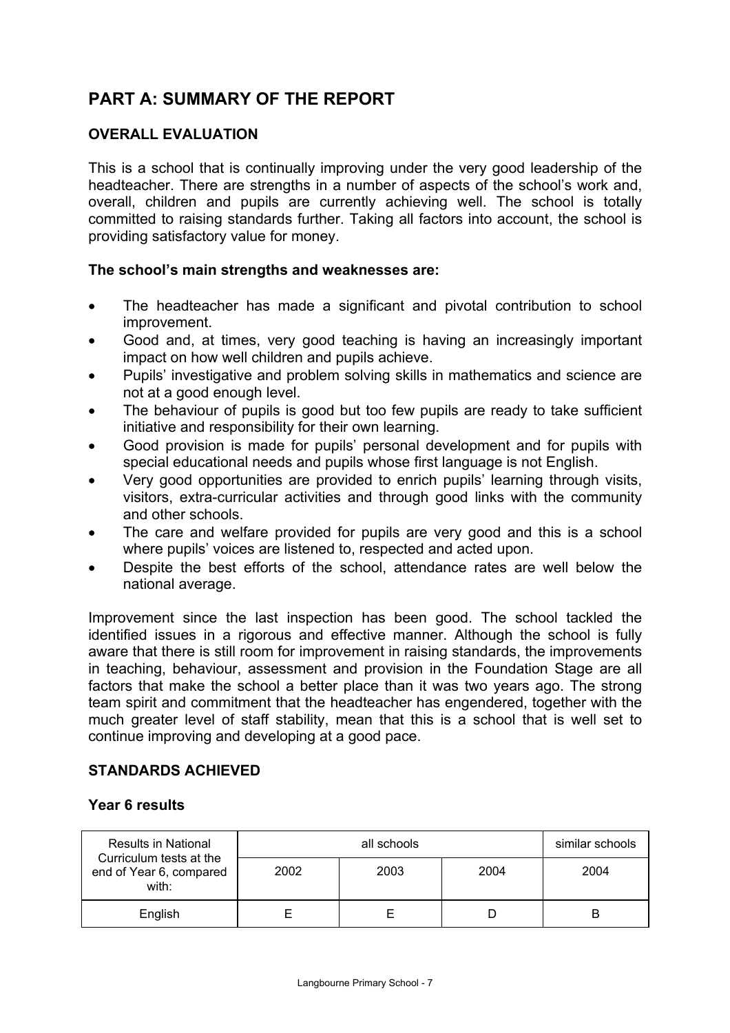# PART A: SUMMARY OF THE REPORT

## OVERALL EVALUATION

This is a school that is continually improving under the very good leadership of the headteacher. There are strengths in a number of aspects of the school's work and, overall, children and pupils are currently achieving well. The school is totally committed to raising standards further. Taking all factors into account, the school is providing satisfactory value for money.

**The school's main strengths and weaknesses are:**

- The headteacher has made a significant and pivotal contribution to school improvement.
- Good and, at times, very good teaching is having an increasingly important impact on how well children and pupils achieve.
- Pupils' investigative and problem solving skills in mathematics and science are not at a good enough level.
- The behaviour of pupils is good but too few pupils are ready to take sufficient initiative and responsibility for their own learning.
- Good provision is made for pupils' personal development and for pupils with special educational needs and pupils whose first language is not English.
- Very good opportunities are provided to enrich pupils' learning through visits, visitors, extra-curricular activities and through good links with the community and other schools.
- The care and welfare provided for pupils are very good and this is a school where pupils' voices are listened to, respected and acted upon.
- Despite the best efforts of the school, attendance rates are well below the national average.

Improvement since the last inspection has been good. The school tackled the identified issues in a rigorous and effective manner. Although the school is fully aware that there is still room for improvement in raising standards, the improvements in teaching, behaviour, assessment and provision in the Foundation Stage are all factors that make the school a better place than it was two years ago. The strong team spirit and commitment that the headteacher has engendered, together with the much greater level of staff stability, mean that this is a school that is well set to continue improving and developing at a good pace.

## STANDARDS ACHIEVED

### Year 6 results

| Results in National Curriculum tests at the end of Year 6, compared with: | all schools | | | similar schools |
|---|---|---|---|---|
| | 2002 | 2003 | 2004 | 2004 |
| English | E | E | D | B |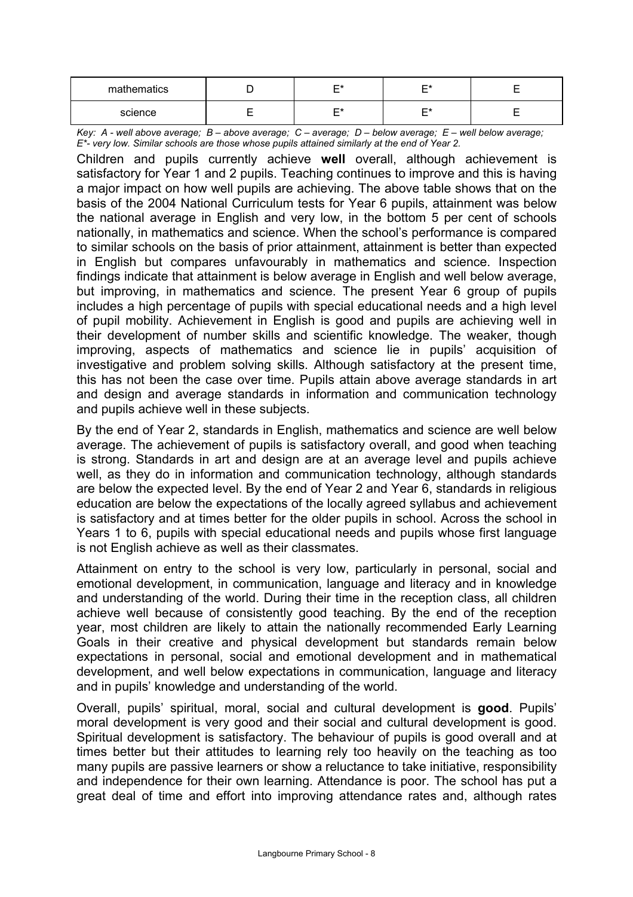| mathematics | D | E* | E* | E |
| --- | --- | --- | --- | --- |
| science | E | E* | E* | E |

*Key: A - well above average; B – above average; C – average; D – below average; E – well below average; E\*- very low. Similar schools are those whose pupils attained similarly at the end of Year 2.*

Children and pupils currently achieve **well** overall, although achievement is satisfactory for Year 1 and 2 pupils. Teaching continues to improve and this is having a major impact on how well pupils are achieving. The above table shows that on the basis of the 2004 National Curriculum tests for Year 6 pupils, attainment was below the national average in English and very low, in the bottom 5 per cent of schools nationally, in mathematics and science. When the school's performance is compared to similar schools on the basis of prior attainment, attainment is better than expected in English but compares unfavourably in mathematics and science. Inspection findings indicate that attainment is below average in English and well below average, but improving, in mathematics and science. The present Year 6 group of pupils includes a high percentage of pupils with special educational needs and a high level of pupil mobility. Achievement in English is good and pupils are achieving well in their development of number skills and scientific knowledge. The weaker, though improving, aspects of mathematics and science lie in pupils' acquisition of investigative and problem solving skills. Although satisfactory at the present time, this has not been the case over time. Pupils attain above average standards in art and design and average standards in information and communication technology and pupils achieve well in these subjects.

By the end of Year 2, standards in English, mathematics and science are well below average. The achievement of pupils is satisfactory overall, and good when teaching is strong. Standards in art and design are at an average level and pupils achieve well, as they do in information and communication technology, although standards are below the expected level. By the end of Year 2 and Year 6, standards in religious education are below the expectations of the locally agreed syllabus and achievement is satisfactory and at times better for the older pupils in school. Across the school in Years 1 to 6, pupils with special educational needs and pupils whose first language is not English achieve as well as their classmates.

Attainment on entry to the school is very low, particularly in personal, social and emotional development, in communication, language and literacy and in knowledge and understanding of the world. During their time in the reception class, all children achieve well because of consistently good teaching. By the end of the reception year, most children are likely to attain the nationally recommended Early Learning Goals in their creative and physical development but standards remain below expectations in personal, social and emotional development and in mathematical development, and well below expectations in communication, language and literacy and in pupils' knowledge and understanding of the world.

Overall, pupils' spiritual, moral, social and cultural development is **good**. Pupils' moral development is very good and their social and cultural development is good. Spiritual development is satisfactory. The behaviour of pupils is good overall and at times better but their attitudes to learning rely too heavily on the teaching as too many pupils are passive learners or show a reluctance to take initiative, responsibility and independence for their own learning. Attendance is poor. The school has put a great deal of time and effort into improving attendance rates and, although rates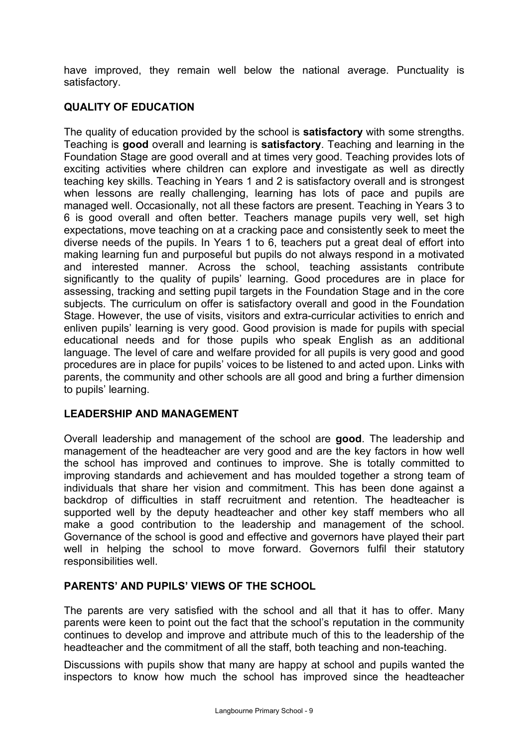have improved, they remain well below the national average. Punctuality is satisfactory.

## QUALITY OF EDUCATION

The quality of education provided by the school is **satisfactory** with some strengths. Teaching is **good** overall and learning is **satisfactory**. Teaching and learning in the Foundation Stage are good overall and at times very good. Teaching provides lots of exciting activities where children can explore and investigate as well as directly teaching key skills. Teaching in Years 1 and 2 is satisfactory overall and is strongest when lessons are really challenging, learning has lots of pace and pupils are managed well. Occasionally, not all these factors are present. Teaching in Years 3 to 6 is good overall and often better. Teachers manage pupils very well, set high expectations, move teaching on at a cracking pace and consistently seek to meet the diverse needs of the pupils. In Years 1 to 6, teachers put a great deal of effort into making learning fun and purposeful but pupils do not always respond in a motivated and interested manner. Across the school, teaching assistants contribute significantly to the quality of pupils' learning. Good procedures are in place for assessing, tracking and setting pupil targets in the Foundation Stage and in the core subjects. The curriculum on offer is satisfactory overall and good in the Foundation Stage. However, the use of visits, visitors and extra-curricular activities to enrich and enliven pupils' learning is very good. Good provision is made for pupils with special educational needs and for those pupils who speak English as an additional language. The level of care and welfare provided for all pupils is very good and good procedures are in place for pupils' voices to be listened to and acted upon. Links with parents, the community and other schools are all good and bring a further dimension to pupils' learning.

## LEADERSHIP AND MANAGEMENT

Overall leadership and management of the school are **good**. The leadership and management of the headteacher are very good and are the key factors in how well the school has improved and continues to improve. She is totally committed to improving standards and achievement and has moulded together a strong team of individuals that share her vision and commitment. This has been done against a backdrop of difficulties in staff recruitment and retention. The headteacher is supported well by the deputy headteacher and other key staff members who all make a good contribution to the leadership and management of the school. Governance of the school is good and effective and governors have played their part well in helping the school to move forward. Governors fulfil their statutory responsibilities well.

## PARENTS' AND PUPILS' VIEWS OF THE SCHOOL

The parents are very satisfied with the school and all that it has to offer. Many parents were keen to point out the fact that the school's reputation in the community continues to develop and improve and attribute much of this to the leadership of the headteacher and the commitment of all the staff, both teaching and non-teaching.

Discussions with pupils show that many are happy at school and pupils wanted the inspectors to know how much the school has improved since the headteacher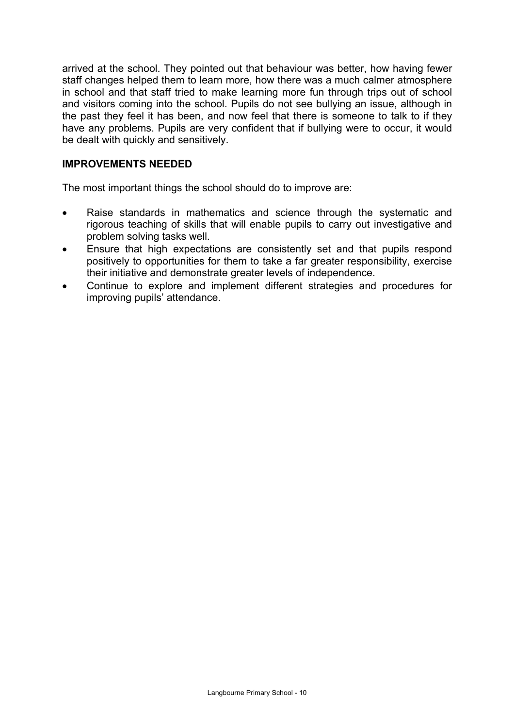arrived at the school. They pointed out that behaviour was better, how having fewer staff changes helped them to learn more, how there was a much calmer atmosphere in school and that staff tried to make learning more fun through trips out of school and visitors coming into the school. Pupils do not see bullying an issue, although in the past they feel it has been, and now feel that there is someone to talk to if they have any problems. Pupils are very confident that if bullying were to occur, it would be dealt with quickly and sensitively.

## IMPROVEMENTS NEEDED

The most important things the school should do to improve are:

- Raise standards in mathematics and science through the systematic and rigorous teaching of skills that will enable pupils to carry out investigative and problem solving tasks well.
- Ensure that high expectations are consistently set and that pupils respond positively to opportunities for them to take a far greater responsibility, exercise their initiative and demonstrate greater levels of independence.
- Continue to explore and implement different strategies and procedures for improving pupils' attendance.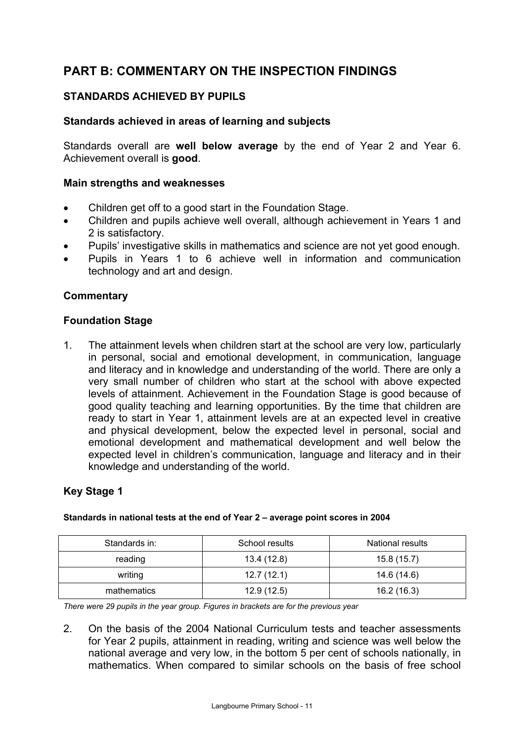## PART B: COMMENTARY ON THE INSPECTION FINDINGS

### STANDARDS ACHIEVED BY PUPILS

#### Standards achieved in areas of learning and subjects

Standards overall are **well below average** by the end of Year 2 and Year 6. Achievement overall is **good**.

#### Main strengths and weaknesses

- Children get off to a good start in the Foundation Stage.
- Children and pupils achieve well overall, although achievement in Years 1 and 2 is satisfactory.
- Pupils' investigative skills in mathematics and science are not yet good enough.
- Pupils in Years 1 to 6 achieve well in information and communication technology and art and design.

#### Commentary

#### Foundation Stage

1. The attainment levels when children start at the school are very low, particularly in personal, social and emotional development, in communication, language and literacy and in knowledge and understanding of the world. There are only a very small number of children who start at the school with above expected levels of attainment. Achievement in the Foundation Stage is good because of good quality teaching and learning opportunities. By the time that children are ready to start in Year 1, attainment levels are at an expected level in creative and physical development, below the expected level in personal, social and emotional development and mathematical development and well below the expected level in children's communication, language and literacy and in their knowledge and understanding of the world.

#### Key Stage 1

**Standards in national tests at the end of Year 2 – average point scores in 2004**

| Standards in: | School results | National results |
|---|---|---|
| reading | 13.4 (12.8) | 15.8 (15.7) |
| writing | 12.7 (12.1) | 14.6 (14.6) |
| mathematics | 12.9 (12.5) | 16.2 (16.3) |

*There were 29 pupils in the year group. Figures in brackets are for the previous year*

2. On the basis of the 2004 National Curriculum tests and teacher assessments for Year 2 pupils, attainment in reading, writing and science was well below the national average and very low, in the bottom 5 per cent of schools nationally, in mathematics. When compared to similar schools on the basis of free school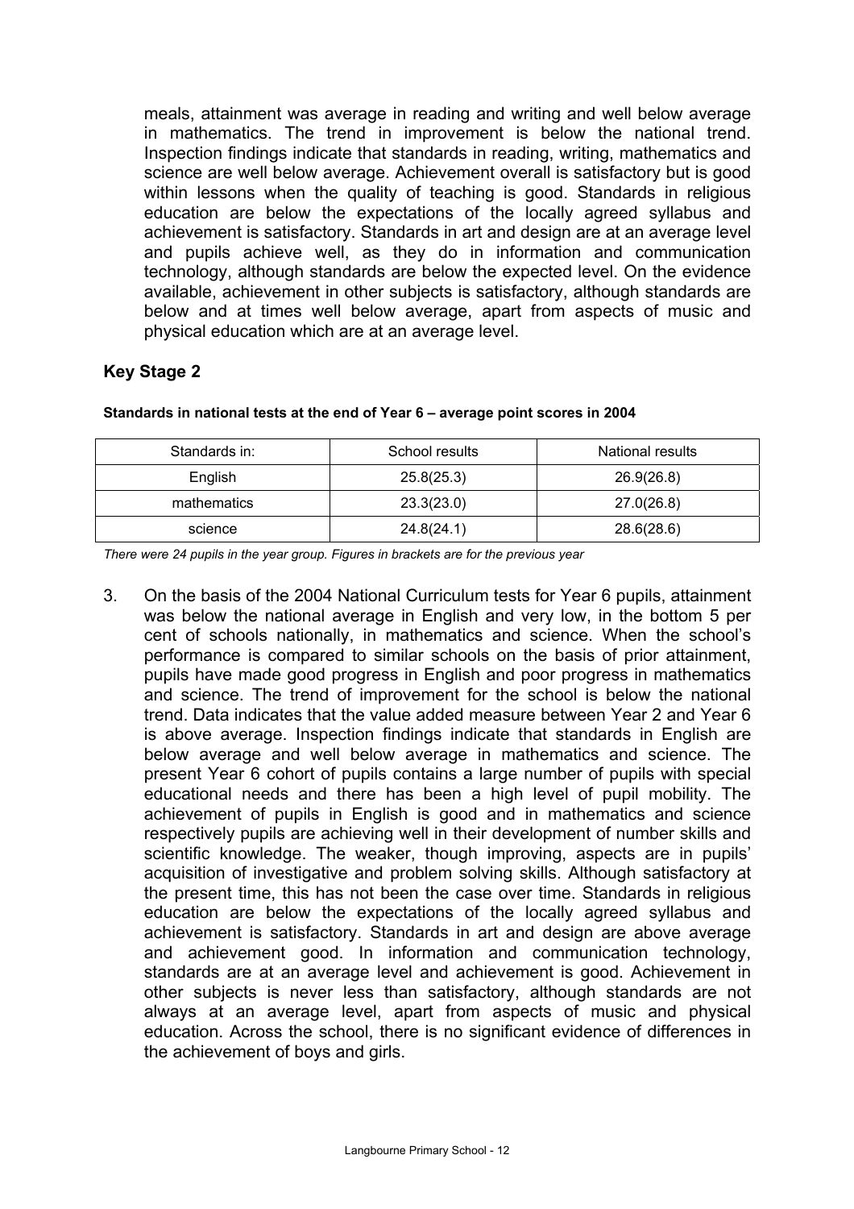meals, attainment was average in reading and writing and well below average in mathematics. The trend in improvement is below the national trend. Inspection findings indicate that standards in reading, writing, mathematics and science are well below average. Achievement overall is satisfactory but is good within lessons when the quality of teaching is good. Standards in religious education are below the expectations of the locally agreed syllabus and achievement is satisfactory. Standards in art and design are at an average level and pupils achieve well, as they do in information and communication technology, although standards are below the expected level. On the evidence available, achievement in other subjects is satisfactory, although standards are below and at times well below average, apart from aspects of music and physical education which are at an average level.

## Key Stage 2

**Standards in national tests at the end of Year 6 – average point scores in 2004**

| Standards in: | School results | National results |
|---|---|---|
| English | 25.8(25.3) | 26.9(26.8) |
| mathematics | 23.3(23.0) | 27.0(26.8) |
| science | 24.8(24.1) | 28.6(28.6) |

*There were 24 pupils in the year group. Figures in brackets are for the previous year*

3. On the basis of the 2004 National Curriculum tests for Year 6 pupils, attainment was below the national average in English and very low, in the bottom 5 per cent of schools nationally, in mathematics and science. When the school's performance is compared to similar schools on the basis of prior attainment, pupils have made good progress in English and poor progress in mathematics and science. The trend of improvement for the school is below the national trend. Data indicates that the value added measure between Year 2 and Year 6 is above average. Inspection findings indicate that standards in English are below average and well below average in mathematics and science. The present Year 6 cohort of pupils contains a large number of pupils with special educational needs and there has been a high level of pupil mobility. The achievement of pupils in English is good and in mathematics and science respectively pupils are achieving well in their development of number skills and scientific knowledge. The weaker, though improving, aspects are in pupils' acquisition of investigative and problem solving skills. Although satisfactory at the present time, this has not been the case over time. Standards in religious education are below the expectations of the locally agreed syllabus and achievement is satisfactory. Standards in art and design are above average and achievement good. In information and communication technology, standards are at an average level and achievement is good. Achievement in other subjects is never less than satisfactory, although standards are not always at an average level, apart from aspects of music and physical education. Across the school, there is no significant evidence of differences in the achievement of boys and girls.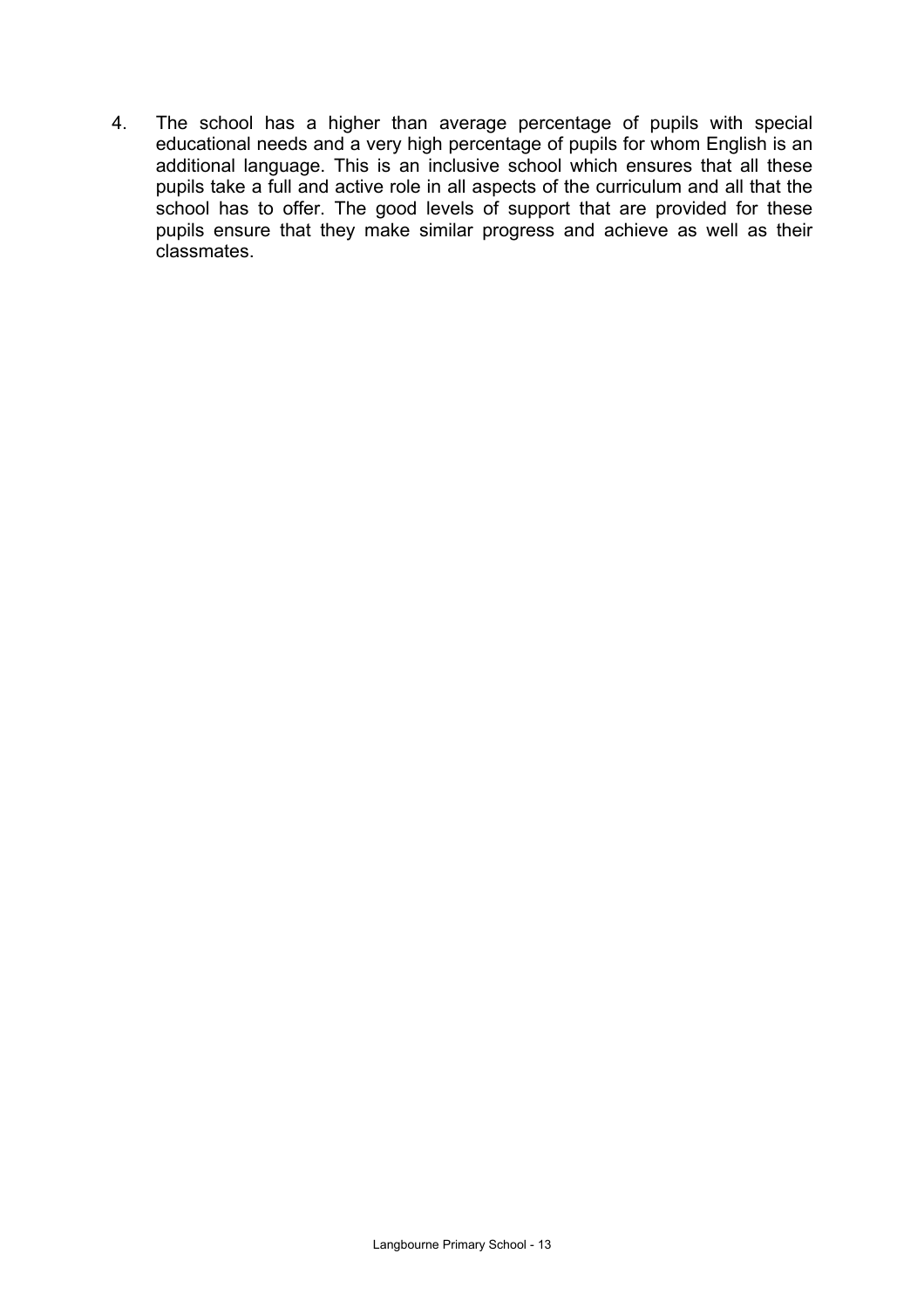4. The school has a higher than average percentage of pupils with special educational needs and a very high percentage of pupils for whom English is an additional language. This is an inclusive school which ensures that all these pupils take a full and active role in all aspects of the curriculum and all that the school has to offer. The good levels of support that are provided for these pupils ensure that they make similar progress and achieve as well as their classmates.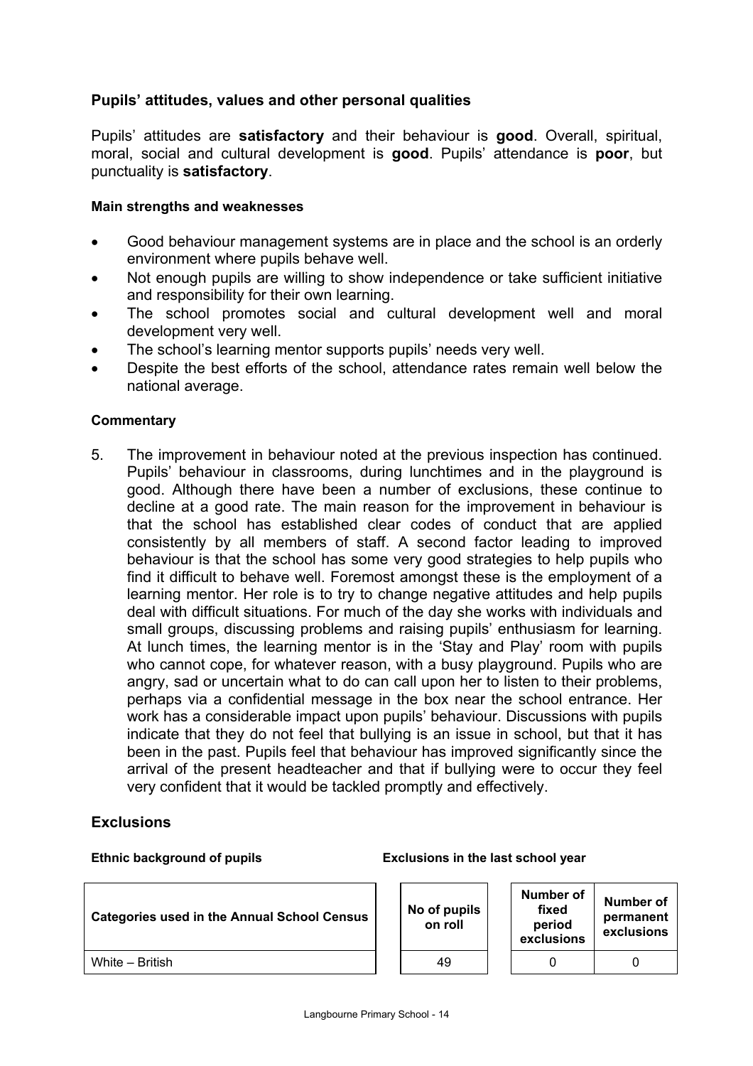## Pupils' attitudes, values and other personal qualities

Pupils' attitudes are **satisfactory** and their behaviour is **good**. Overall, spiritual, moral, social and cultural development is **good**. Pupils' attendance is **poor**, but punctuality is **satisfactory**.

#### Main strengths and weaknesses

- Good behaviour management systems are in place and the school is an orderly environment where pupils behave well.
- Not enough pupils are willing to show independence or take sufficient initiative and responsibility for their own learning.
- The school promotes social and cultural development well and moral development very well.
- The school's learning mentor supports pupils' needs very well.
- Despite the best efforts of the school, attendance rates remain well below the national average.

#### Commentary

5. The improvement in behaviour noted at the previous inspection has continued. Pupils' behaviour in classrooms, during lunchtimes and in the playground is good. Although there have been a number of exclusions, these continue to decline at a good rate. The main reason for the improvement in behaviour is that the school has established clear codes of conduct that are applied consistently by all members of staff. A second factor leading to improved behaviour is that the school has some very good strategies to help pupils who find it difficult to behave well. Foremost amongst these is the employment of a learning mentor. Her role is to try to change negative attitudes and help pupils deal with difficult situations. For much of the day she works with individuals and small groups, discussing problems and raising pupils' enthusiasm for learning. At lunch times, the learning mentor is in the 'Stay and Play' room with pupils who cannot cope, for whatever reason, with a busy playground. Pupils who are angry, sad or uncertain what to do can call upon her to listen to their problems, perhaps via a confidential message in the box near the school entrance. Her work has a considerable impact upon pupils' behaviour. Discussions with pupils indicate that they do not feel that bullying is an issue in school, but that it has been in the past. Pupils feel that behaviour has improved significantly since the arrival of the present headteacher and that if bullying were to occur they feel very confident that it would be tackled promptly and effectively.

## Exclusions

**Ethnic background of pupils** | **Exclusions in the last school year**

| Categories used in the Annual School Census | No of pupils on roll | Number of fixed period exclusions | Number of permanent exclusions |
|---|---|---|---|
| White – British | 49 | 0 | 0 |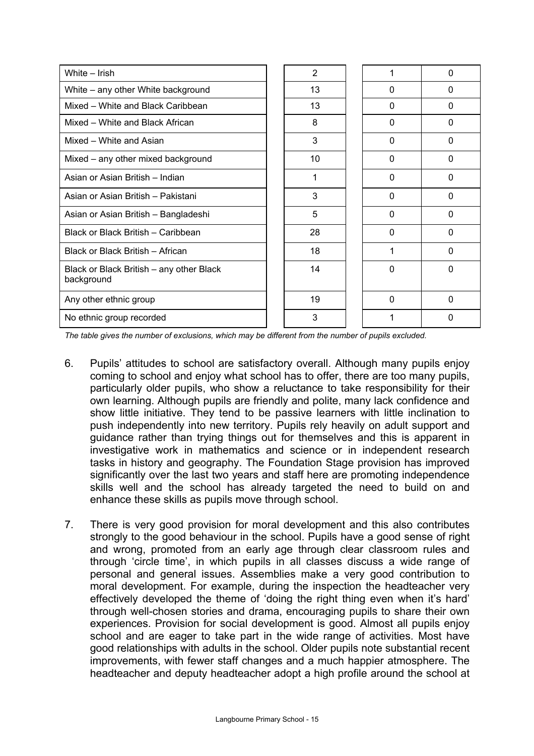| | | | |
|---|---|---|---|
| White – Irish | 2 | 1 | 0 |
| White – any other White background | 13 | 0 | 0 |
| Mixed – White and Black Caribbean | 13 | 0 | 0 |
| Mixed – White and Black African | 8 | 0 | 0 |
| Mixed – White and Asian | 3 | 0 | 0 |
| Mixed – any other mixed background | 10 | 0 | 0 |
| Asian or Asian British – Indian | 1 | 0 | 0 |
| Asian or Asian British – Pakistani | 3 | 0 | 0 |
| Asian or Asian British – Bangladeshi | 5 | 0 | 0 |
| Black or Black British – Caribbean | 28 | 0 | 0 |
| Black or Black British – African | 18 | 1 | 0 |
| Black or Black British – any other Black background | 14 | 0 | 0 |
| Any other ethnic group | 19 | 0 | 0 |
| No ethnic group recorded | 3 | 1 | 0 |

*The table gives the number of exclusions, which may be different from the number of pupils excluded.*

6. Pupils' attitudes to school are satisfactory overall. Although many pupils enjoy coming to school and enjoy what school has to offer, there are too many pupils, particularly older pupils, who show a reluctance to take responsibility for their own learning. Although pupils are friendly and polite, many lack confidence and show little initiative. They tend to be passive learners with little inclination to push independently into new territory. Pupils rely heavily on adult support and guidance rather than trying things out for themselves and this is apparent in investigative work in mathematics and science or in independent research tasks in history and geography. The Foundation Stage provision has improved significantly over the last two years and staff here are promoting independence skills well and the school has already targeted the need to build on and enhance these skills as pupils move through school.

7. There is very good provision for moral development and this also contributes strongly to the good behaviour in the school. Pupils have a good sense of right and wrong, promoted from an early age through clear classroom rules and through 'circle time', in which pupils in all classes discuss a wide range of personal and general issues. Assemblies make a very good contribution to moral development. For example, during the inspection the headteacher very effectively developed the theme of 'doing the right thing even when it's hard' through well-chosen stories and drama, encouraging pupils to share their own experiences. Provision for social development is good. Almost all pupils enjoy school and are eager to take part in the wide range of activities. Most have good relationships with adults in the school. Older pupils note substantial recent improvements, with fewer staff changes and a much happier atmosphere. The headteacher and deputy headteacher adopt a high profile around the school at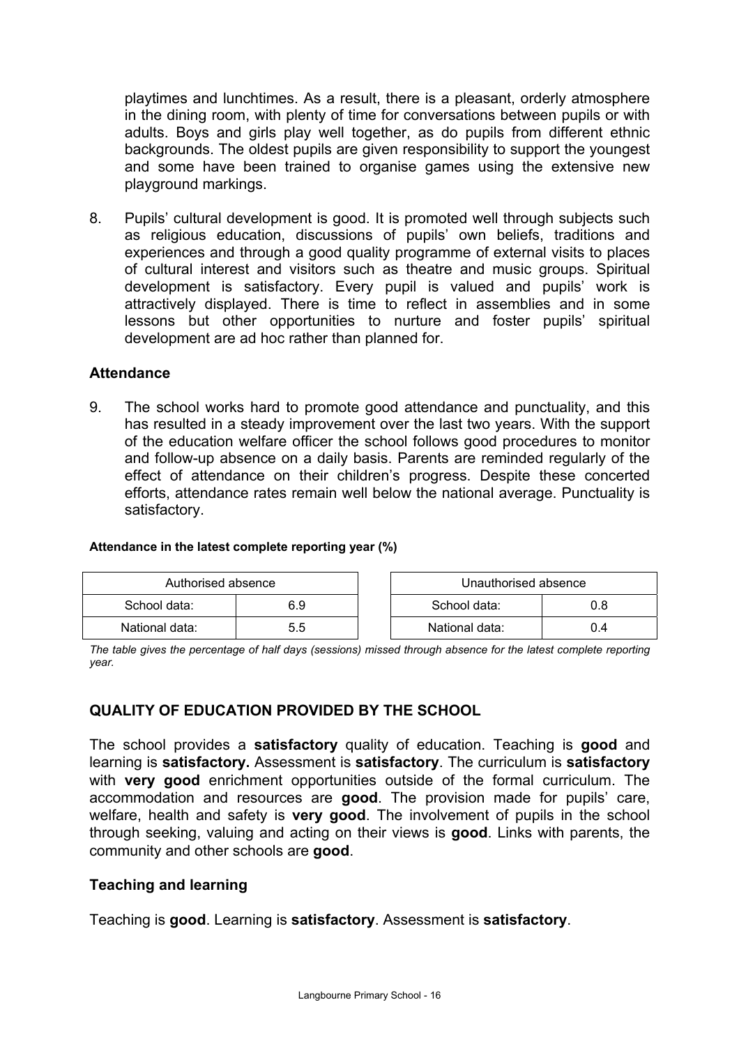playtimes and lunchtimes. As a result, there is a pleasant, orderly atmosphere in the dining room, with plenty of time for conversations between pupils or with adults. Boys and girls play well together, as do pupils from different ethnic backgrounds. The oldest pupils are given responsibility to support the youngest and some have been trained to organise games using the extensive new playground markings.

8. Pupils' cultural development is good. It is promoted well through subjects such as religious education, discussions of pupils' own beliefs, traditions and experiences and through a good quality programme of external visits to places of cultural interest and visitors such as theatre and music groups. Spiritual development is satisfactory. Every pupil is valued and pupils' work is attractively displayed. There is time to reflect in assemblies and in some lessons but other opportunities to nurture and foster pupils' spiritual development are ad hoc rather than planned for.

### Attendance

9. The school works hard to promote good attendance and punctuality, and this has resulted in a steady improvement over the last two years. With the support of the education welfare officer the school follows good procedures to monitor and follow-up absence on a daily basis. Parents are reminded regularly of the effect of attendance on their children's progress. Despite these concerted efforts, attendance rates remain well below the national average. Punctuality is satisfactory.

**Attendance in the latest complete reporting year (%)**

| Authorised absence | |
|---|---|
| School data: | 6.9 |
| National data: | 5.5 |

| Unauthorised absence | |
|---|---|
| School data: | 0.8 |
| National data: | 0.4 |

*The table gives the percentage of half days (sessions) missed through absence for the latest complete reporting year.*

## QUALITY OF EDUCATION PROVIDED BY THE SCHOOL

The school provides a **satisfactory** quality of education. Teaching is **good** and learning is **satisfactory.** Assessment is **satisfactory**. The curriculum is **satisfactory** with **very good** enrichment opportunities outside of the formal curriculum. The accommodation and resources are **good**. The provision made for pupils' care, welfare, health and safety is **very good**. The involvement of pupils in the school through seeking, valuing and acting on their views is **good**. Links with parents, the community and other schools are **good**.

### Teaching and learning

Teaching is **good**. Learning is **satisfactory**. Assessment is **satisfactory**.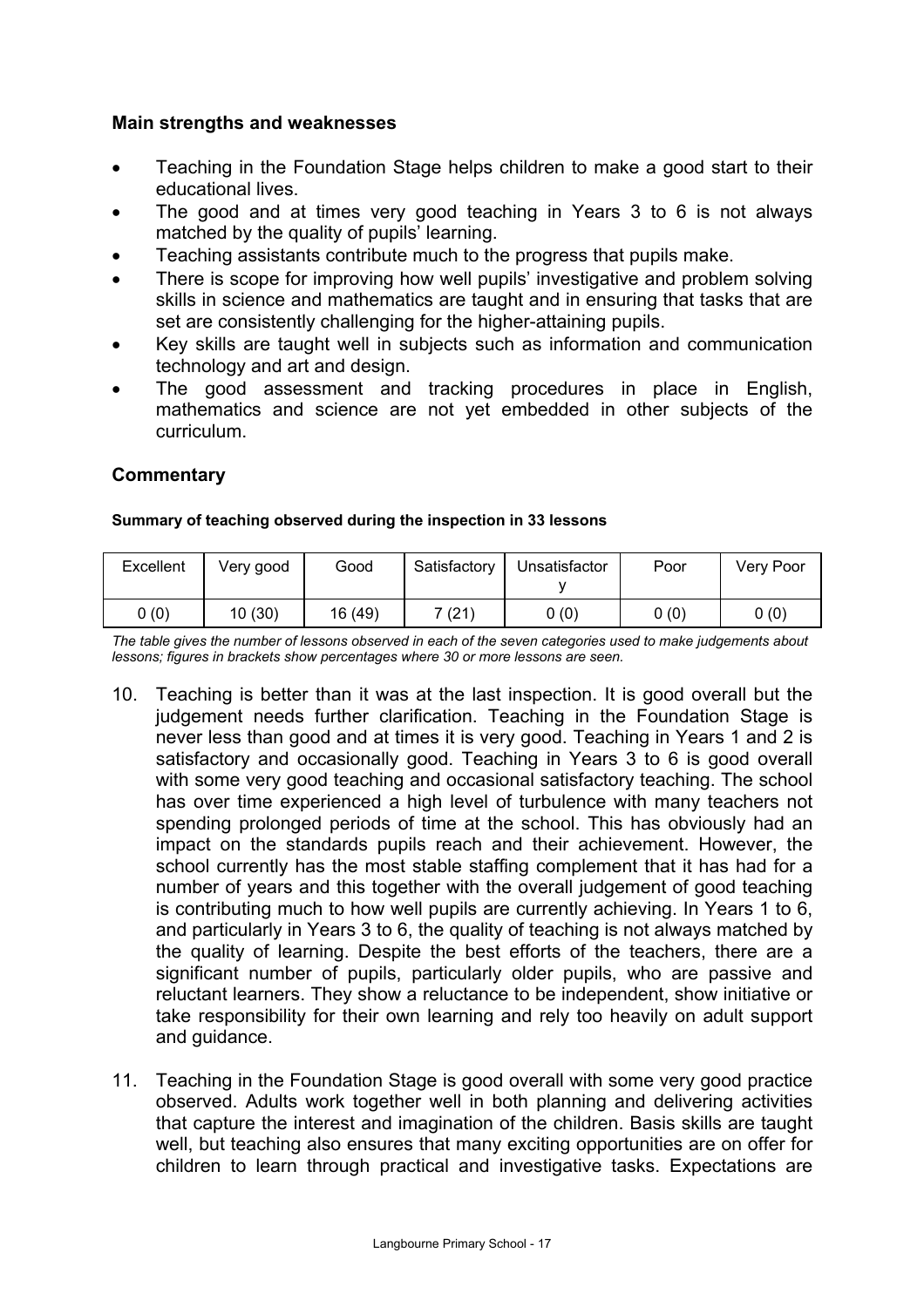### Main strengths and weaknesses

- Teaching in the Foundation Stage helps children to make a good start to their educational lives.
- The good and at times very good teaching in Years 3 to 6 is not always matched by the quality of pupils' learning.
- Teaching assistants contribute much to the progress that pupils make.
- There is scope for improving how well pupils' investigative and problem solving skills in science and mathematics are taught and in ensuring that tasks that are set are consistently challenging for the higher-attaining pupils.
- Key skills are taught well in subjects such as information and communication technology and art and design.
- The good assessment and tracking procedures in place in English, mathematics and science are not yet embedded in other subjects of the curriculum.

### Commentary

**Summary of teaching observed during the inspection in 33 lessons**

| Excellent | Very good | Good | Satisfactory | Unsatisfactory | Poor | Very Poor |
|---|---|---|---|---|---|---|
| 0 (0) | 10 (30) | 16 (49) | 7 (21) | 0 (0) | 0 (0) | 0 (0) |

*The table gives the number of lessons observed in each of the seven categories used to make judgements about lessons; figures in brackets show percentages where 30 or more lessons are seen.*

10. Teaching is better than it was at the last inspection. It is good overall but the judgement needs further clarification. Teaching in the Foundation Stage is never less than good and at times it is very good. Teaching in Years 1 and 2 is satisfactory and occasionally good. Teaching in Years 3 to 6 is good overall with some very good teaching and occasional satisfactory teaching. The school has over time experienced a high level of turbulence with many teachers not spending prolonged periods of time at the school. This has obviously had an impact on the standards pupils reach and their achievement. However, the school currently has the most stable staffing complement that it has had for a number of years and this together with the overall judgement of good teaching is contributing much to how well pupils are currently achieving. In Years 1 to 6, and particularly in Years 3 to 6, the quality of teaching is not always matched by the quality of learning. Despite the best efforts of the teachers, there are a significant number of pupils, particularly older pupils, who are passive and reluctant learners. They show a reluctance to be independent, show initiative or take responsibility for their own learning and rely too heavily on adult support and guidance.

11. Teaching in the Foundation Stage is good overall with some very good practice observed. Adults work together well in both planning and delivering activities that capture the interest and imagination of the children. Basis skills are taught well, but teaching also ensures that many exciting opportunities are on offer for children to learn through practical and investigative tasks. Expectations are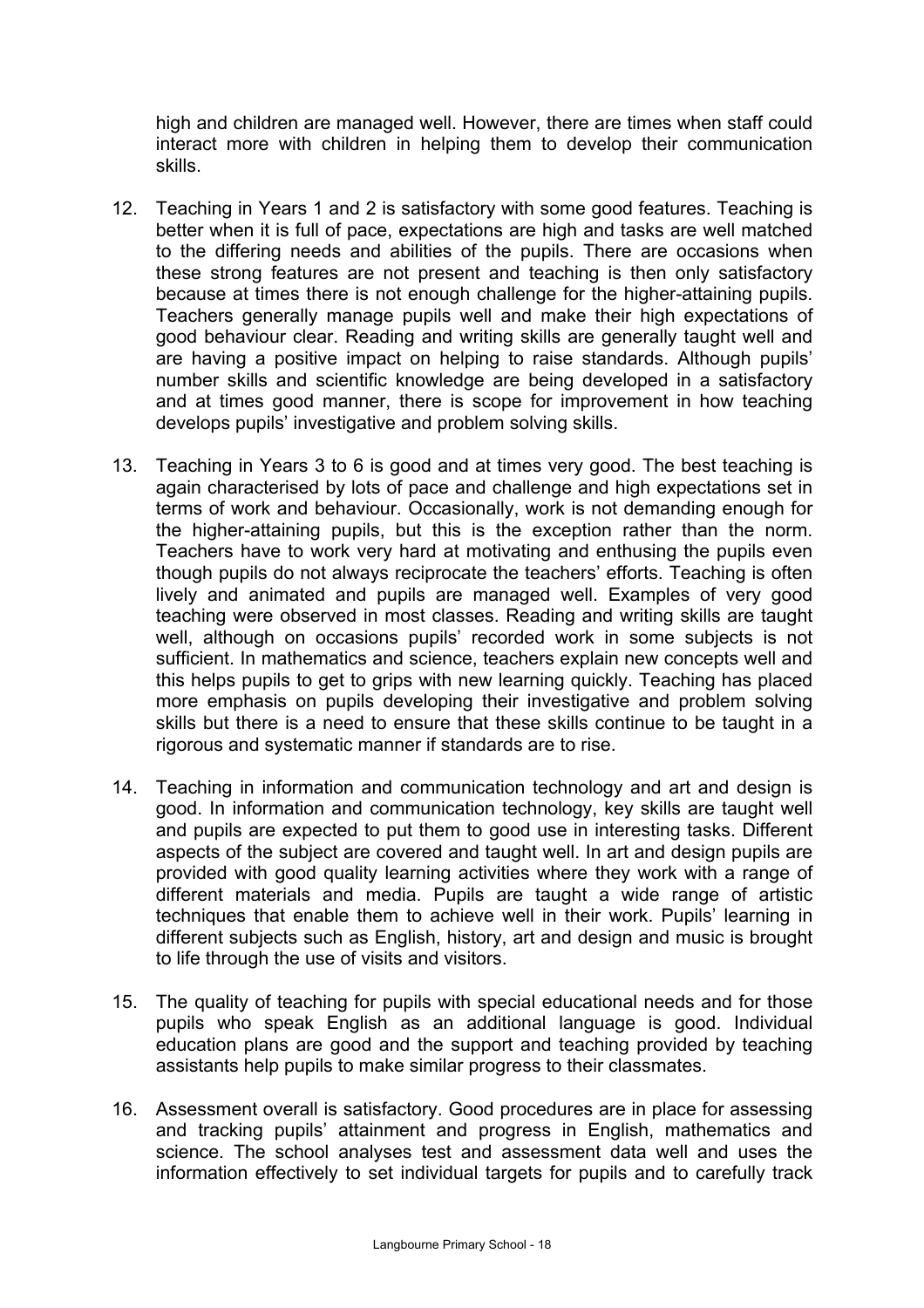high and children are managed well. However, there are times when staff could interact more with children in helping them to develop their communication skills.

12. Teaching in Years 1 and 2 is satisfactory with some good features. Teaching is better when it is full of pace, expectations are high and tasks are well matched to the differing needs and abilities of the pupils. There are occasions when these strong features are not present and teaching is then only satisfactory because at times there is not enough challenge for the higher-attaining pupils. Teachers generally manage pupils well and make their high expectations of good behaviour clear. Reading and writing skills are generally taught well and are having a positive impact on helping to raise standards. Although pupils' number skills and scientific knowledge are being developed in a satisfactory and at times good manner, there is scope for improvement in how teaching develops pupils' investigative and problem solving skills.

13. Teaching in Years 3 to 6 is good and at times very good. The best teaching is again characterised by lots of pace and challenge and high expectations set in terms of work and behaviour. Occasionally, work is not demanding enough for the higher-attaining pupils, but this is the exception rather than the norm. Teachers have to work very hard at motivating and enthusing the pupils even though pupils do not always reciprocate the teachers' efforts. Teaching is often lively and animated and pupils are managed well. Examples of very good teaching were observed in most classes. Reading and writing skills are taught well, although on occasions pupils' recorded work in some subjects is not sufficient. In mathematics and science, teachers explain new concepts well and this helps pupils to get to grips with new learning quickly. Teaching has placed more emphasis on pupils developing their investigative and problem solving skills but there is a need to ensure that these skills continue to be taught in a rigorous and systematic manner if standards are to rise.

14. Teaching in information and communication technology and art and design is good. In information and communication technology, key skills are taught well and pupils are expected to put them to good use in interesting tasks. Different aspects of the subject are covered and taught well. In art and design pupils are provided with good quality learning activities where they work with a range of different materials and media. Pupils are taught a wide range of artistic techniques that enable them to achieve well in their work. Pupils' learning in different subjects such as English, history, art and design and music is brought to life through the use of visits and visitors.

15. The quality of teaching for pupils with special educational needs and for those pupils who speak English as an additional language is good. Individual education plans are good and the support and teaching provided by teaching assistants help pupils to make similar progress to their classmates.

16. Assessment overall is satisfactory. Good procedures are in place for assessing and tracking pupils' attainment and progress in English, mathematics and science. The school analyses test and assessment data well and uses the information effectively to set individual targets for pupils and to carefully track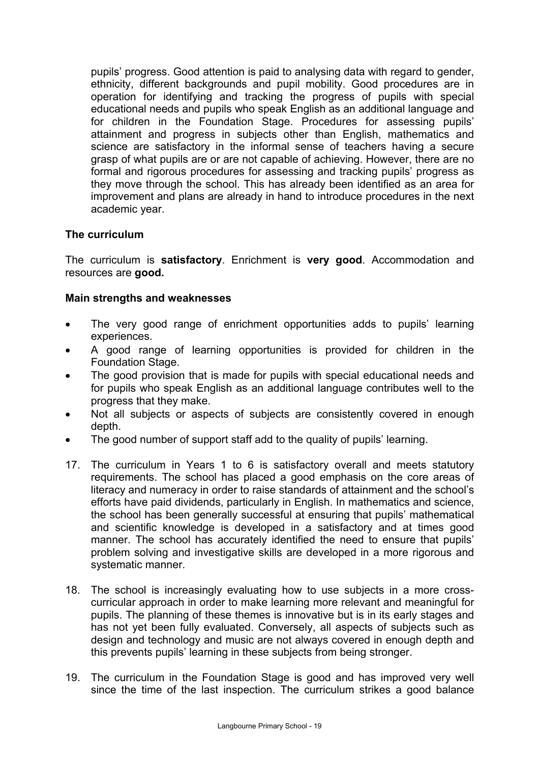pupils' progress. Good attention is paid to analysing data with regard to gender, ethnicity, different backgrounds and pupil mobility. Good procedures are in operation for identifying and tracking the progress of pupils with special educational needs and pupils who speak English as an additional language and for children in the Foundation Stage. Procedures for assessing pupils' attainment and progress in subjects other than English, mathematics and science are satisfactory in the informal sense of teachers having a secure grasp of what pupils are or are not capable of achieving. However, there are no formal and rigorous procedures for assessing and tracking pupils' progress as they move through the school. This has already been identified as an area for improvement and plans are already in hand to introduce procedures in the next academic year.

### The curriculum

The curriculum is **satisfactory**. Enrichment is **very good**. Accommodation and resources are **good.**

#### Main strengths and weaknesses

- The very good range of enrichment opportunities adds to pupils' learning experiences.
- A good range of learning opportunities is provided for children in the Foundation Stage.
- The good provision that is made for pupils with special educational needs and for pupils who speak English as an additional language contributes well to the progress that they make.
- Not all subjects or aspects of subjects are consistently covered in enough depth.
- The good number of support staff add to the quality of pupils' learning.

17. The curriculum in Years 1 to 6 is satisfactory overall and meets statutory requirements. The school has placed a good emphasis on the core areas of literacy and numeracy in order to raise standards of attainment and the school's efforts have paid dividends, particularly in English. In mathematics and science, the school has been generally successful at ensuring that pupils' mathematical and scientific knowledge is developed in a satisfactory and at times good manner. The school has accurately identified the need to ensure that pupils' problem solving and investigative skills are developed in a more rigorous and systematic manner.

18. The school is increasingly evaluating how to use subjects in a more cross-curricular approach in order to make learning more relevant and meaningful for pupils. The planning of these themes is innovative but is in its early stages and has not yet been fully evaluated. Conversely, all aspects of subjects such as design and technology and music are not always covered in enough depth and this prevents pupils' learning in these subjects from being stronger.

19. The curriculum in the Foundation Stage is good and has improved very well since the time of the last inspection. The curriculum strikes a good balance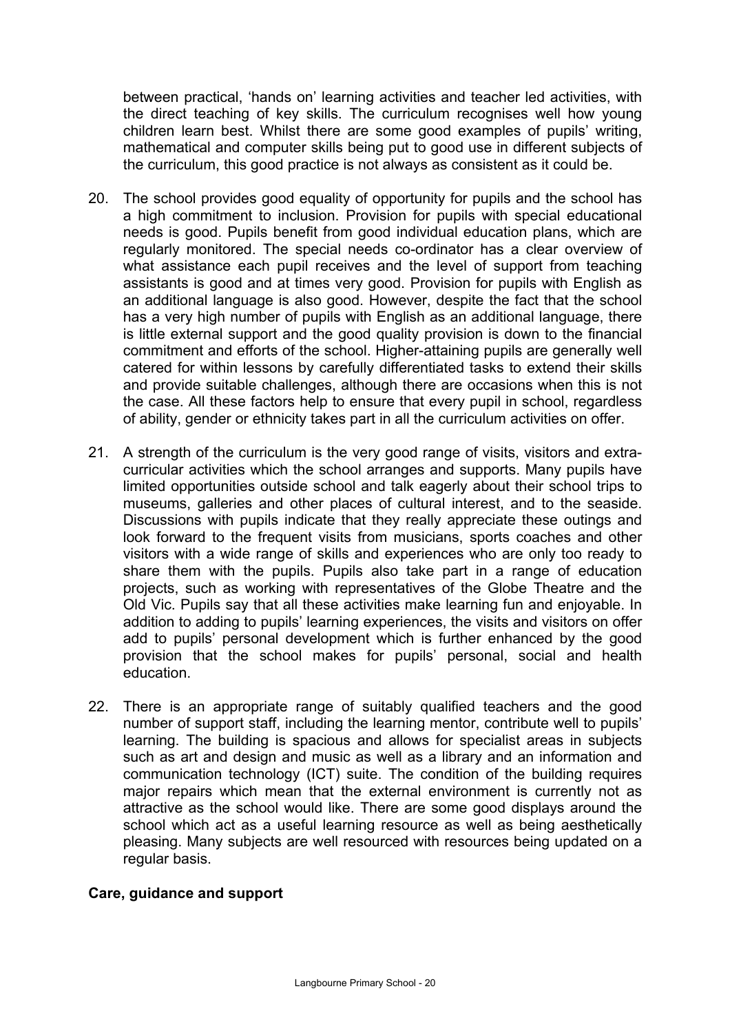between practical, 'hands on' learning activities and teacher led activities, with the direct teaching of key skills. The curriculum recognises well how young children learn best. Whilst there are some good examples of pupils' writing, mathematical and computer skills being put to good use in different subjects of the curriculum, this good practice is not always as consistent as it could be.

20. The school provides good equality of opportunity for pupils and the school has a high commitment to inclusion. Provision for pupils with special educational needs is good. Pupils benefit from good individual education plans, which are regularly monitored. The special needs co-ordinator has a clear overview of what assistance each pupil receives and the level of support from teaching assistants is good and at times very good. Provision for pupils with English as an additional language is also good. However, despite the fact that the school has a very high number of pupils with English as an additional language, there is little external support and the good quality provision is down to the financial commitment and efforts of the school. Higher-attaining pupils are generally well catered for within lessons by carefully differentiated tasks to extend their skills and provide suitable challenges, although there are occasions when this is not the case. All these factors help to ensure that every pupil in school, regardless of ability, gender or ethnicity takes part in all the curriculum activities on offer.

21. A strength of the curriculum is the very good range of visits, visitors and extra-curricular activities which the school arranges and supports. Many pupils have limited opportunities outside school and talk eagerly about their school trips to museums, galleries and other places of cultural interest, and to the seaside. Discussions with pupils indicate that they really appreciate these outings and look forward to the frequent visits from musicians, sports coaches and other visitors with a wide range of skills and experiences who are only too ready to share them with the pupils. Pupils also take part in a range of education projects, such as working with representatives of the Globe Theatre and the Old Vic. Pupils say that all these activities make learning fun and enjoyable. In addition to adding to pupils' learning experiences, the visits and visitors on offer add to pupils' personal development which is further enhanced by the good provision that the school makes for pupils' personal, social and health education.

22. There is an appropriate range of suitably qualified teachers and the good number of support staff, including the learning mentor, contribute well to pupils' learning. The building is spacious and allows for specialist areas in subjects such as art and design and music as well as a library and an information and communication technology (ICT) suite. The condition of the building requires major repairs which mean that the external environment is currently not as attractive as the school would like. There are some good displays around the school which act as a useful learning resource as well as being aesthetically pleasing. Many subjects are well resourced with resources being updated on a regular basis.

**Care, guidance and support**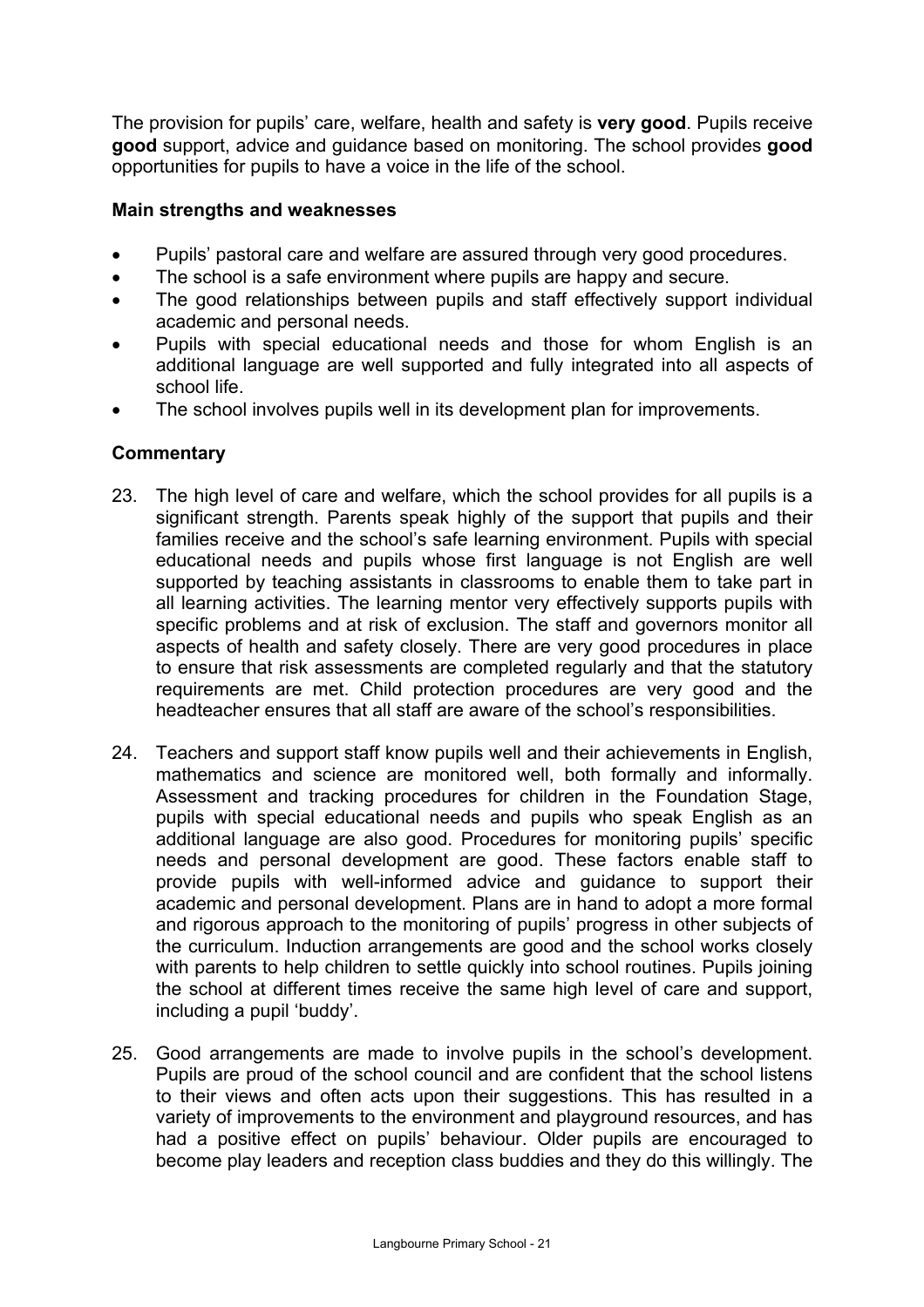The provision for pupils' care, welfare, health and safety is **very good**. Pupils receive **good** support, advice and guidance based on monitoring. The school provides **good** opportunities for pupils to have a voice in the life of the school.

### Main strengths and weaknesses

- Pupils' pastoral care and welfare are assured through very good procedures.
- The school is a safe environment where pupils are happy and secure.
- The good relationships between pupils and staff effectively support individual academic and personal needs.
- Pupils with special educational needs and those for whom English is an additional language are well supported and fully integrated into all aspects of school life.
- The school involves pupils well in its development plan for improvements.

### Commentary

23. The high level of care and welfare, which the school provides for all pupils is a significant strength. Parents speak highly of the support that pupils and their families receive and the school's safe learning environment. Pupils with special educational needs and pupils whose first language is not English are well supported by teaching assistants in classrooms to enable them to take part in all learning activities. The learning mentor very effectively supports pupils with specific problems and at risk of exclusion. The staff and governors monitor all aspects of health and safety closely. There are very good procedures in place to ensure that risk assessments are completed regularly and that the statutory requirements are met. Child protection procedures are very good and the headteacher ensures that all staff are aware of the school's responsibilities.

24. Teachers and support staff know pupils well and their achievements in English, mathematics and science are monitored well, both formally and informally. Assessment and tracking procedures for children in the Foundation Stage, pupils with special educational needs and pupils who speak English as an additional language are also good. Procedures for monitoring pupils' specific needs and personal development are good. These factors enable staff to provide pupils with well-informed advice and guidance to support their academic and personal development. Plans are in hand to adopt a more formal and rigorous approach to the monitoring of pupils' progress in other subjects of the curriculum. Induction arrangements are good and the school works closely with parents to help children to settle quickly into school routines. Pupils joining the school at different times receive the same high level of care and support, including a pupil 'buddy'.

25. Good arrangements are made to involve pupils in the school's development. Pupils are proud of the school council and are confident that the school listens to their views and often acts upon their suggestions. This has resulted in a variety of improvements to the environment and playground resources, and has had a positive effect on pupils' behaviour. Older pupils are encouraged to become play leaders and reception class buddies and they do this willingly. The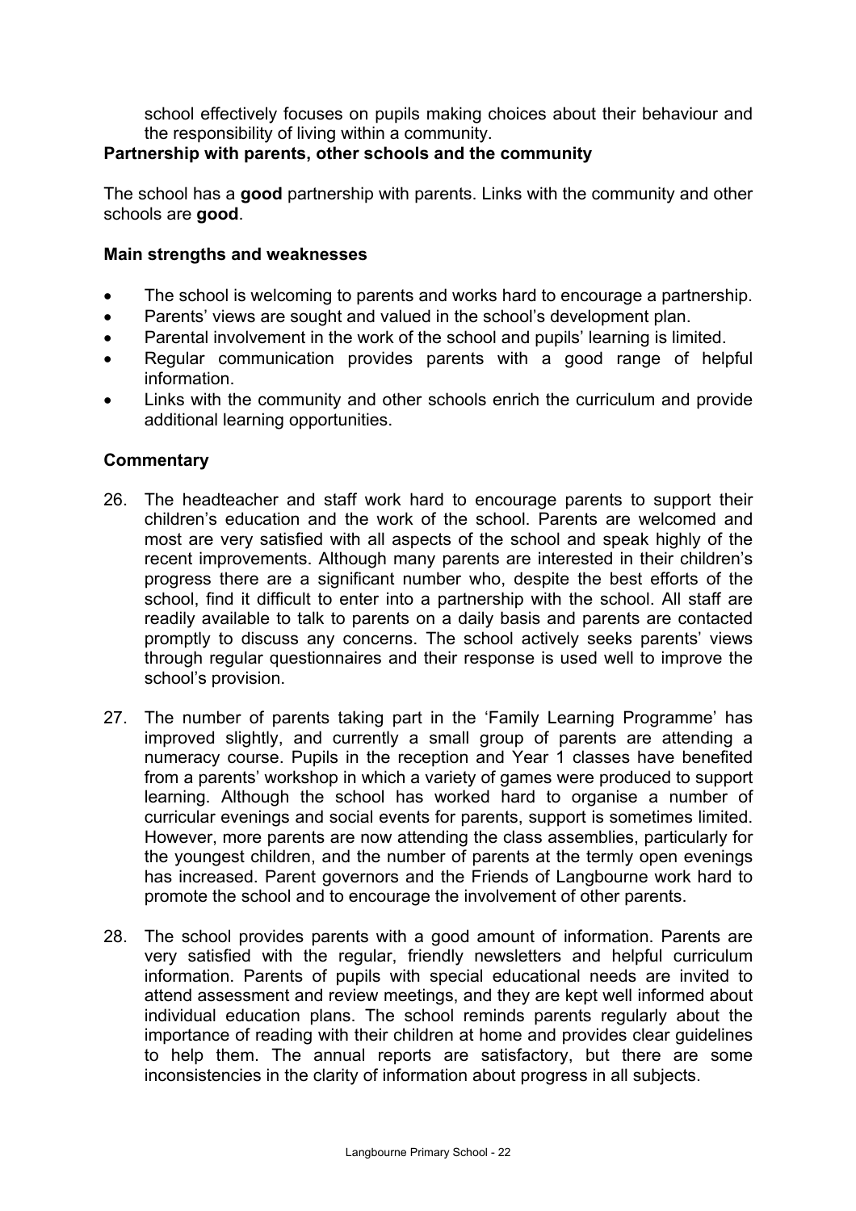school effectively focuses on pupils making choices about their behaviour and the responsibility of living within a community.

### Partnership with parents, other schools and the community

The school has a **good** partnership with parents. Links with the community and other schools are **good**.

#### Main strengths and weaknesses

- The school is welcoming to parents and works hard to encourage a partnership.
- Parents' views are sought and valued in the school's development plan.
- Parental involvement in the work of the school and pupils' learning is limited.
- Regular communication provides parents with a good range of helpful information.
- Links with the community and other schools enrich the curriculum and provide additional learning opportunities.

#### Commentary

26. The headteacher and staff work hard to encourage parents to support their children's education and the work of the school. Parents are welcomed and most are very satisfied with all aspects of the school and speak highly of the recent improvements. Although many parents are interested in their children's progress there are a significant number who, despite the best efforts of the school, find it difficult to enter into a partnership with the school. All staff are readily available to talk to parents on a daily basis and parents are contacted promptly to discuss any concerns. The school actively seeks parents' views through regular questionnaires and their response is used well to improve the school's provision.

27. The number of parents taking part in the 'Family Learning Programme' has improved slightly, and currently a small group of parents are attending a numeracy course. Pupils in the reception and Year 1 classes have benefited from a parents' workshop in which a variety of games were produced to support learning. Although the school has worked hard to organise a number of curricular evenings and social events for parents, support is sometimes limited. However, more parents are now attending the class assemblies, particularly for the youngest children, and the number of parents at the termly open evenings has increased. Parent governors and the Friends of Langbourne work hard to promote the school and to encourage the involvement of other parents.

28. The school provides parents with a good amount of information. Parents are very satisfied with the regular, friendly newsletters and helpful curriculum information. Parents of pupils with special educational needs are invited to attend assessment and review meetings, and they are kept well informed about individual education plans. The school reminds parents regularly about the importance of reading with their children at home and provides clear guidelines to help them. The annual reports are satisfactory, but there are some inconsistencies in the clarity of information about progress in all subjects.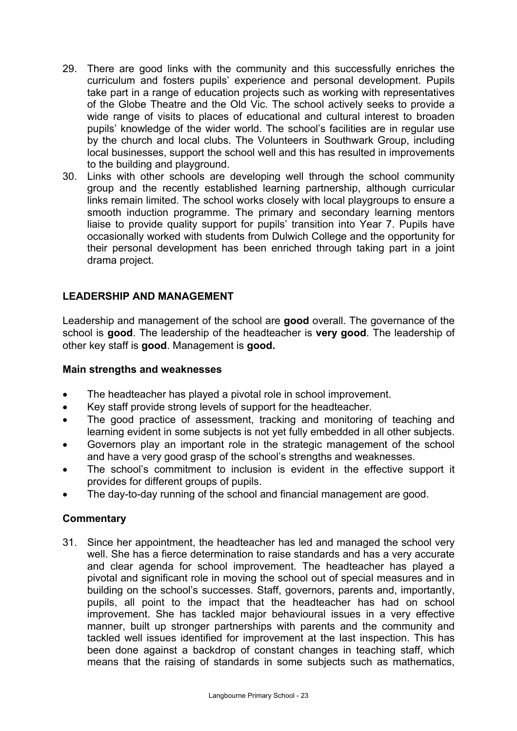29. There are good links with the community and this successfully enriches the curriculum and fosters pupils' experience and personal development. Pupils take part in a range of education projects such as working with representatives of the Globe Theatre and the Old Vic. The school actively seeks to provide a wide range of visits to places of educational and cultural interest to broaden pupils' knowledge of the wider world. The school's facilities are in regular use by the church and local clubs. The Volunteers in Southwark Group, including local businesses, support the school well and this has resulted in improvements to the building and playground.
30. Links with other schools are developing well through the school community group and the recently established learning partnership, although curricular links remain limited. The school works closely with local playgroups to ensure a smooth induction programme. The primary and secondary learning mentors liaise to provide quality support for pupils' transition into Year 7. Pupils have occasionally worked with students from Dulwich College and the opportunity for their personal development has been enriched through taking part in a joint drama project.

## LEADERSHIP AND MANAGEMENT

Leadership and management of the school are **good** overall. The governance of the school is **good**. The leadership of the headteacher is **very good**. The leadership of other key staff is **good**. Management is **good.**

### Main strengths and weaknesses

- The headteacher has played a pivotal role in school improvement.
- Key staff provide strong levels of support for the headteacher.
- The good practice of assessment, tracking and monitoring of teaching and learning evident in some subjects is not yet fully embedded in all other subjects.
- Governors play an important role in the strategic management of the school and have a very good grasp of the school's strengths and weaknesses.
- The school's commitment to inclusion is evident in the effective support it provides for different groups of pupils.
- The day-to-day running of the school and financial management are good.

### Commentary

31. Since her appointment, the headteacher has led and managed the school very well. She has a fierce determination to raise standards and has a very accurate and clear agenda for school improvement. The headteacher has played a pivotal and significant role in moving the school out of special measures and in building on the school's successes. Staff, governors, parents and, importantly, pupils, all point to the impact that the headteacher has had on school improvement. She has tackled major behavioural issues in a very effective manner, built up stronger partnerships with parents and the community and tackled well issues identified for improvement at the last inspection. This has been done against a backdrop of constant changes in teaching staff, which means that the raising of standards in some subjects such as mathematics,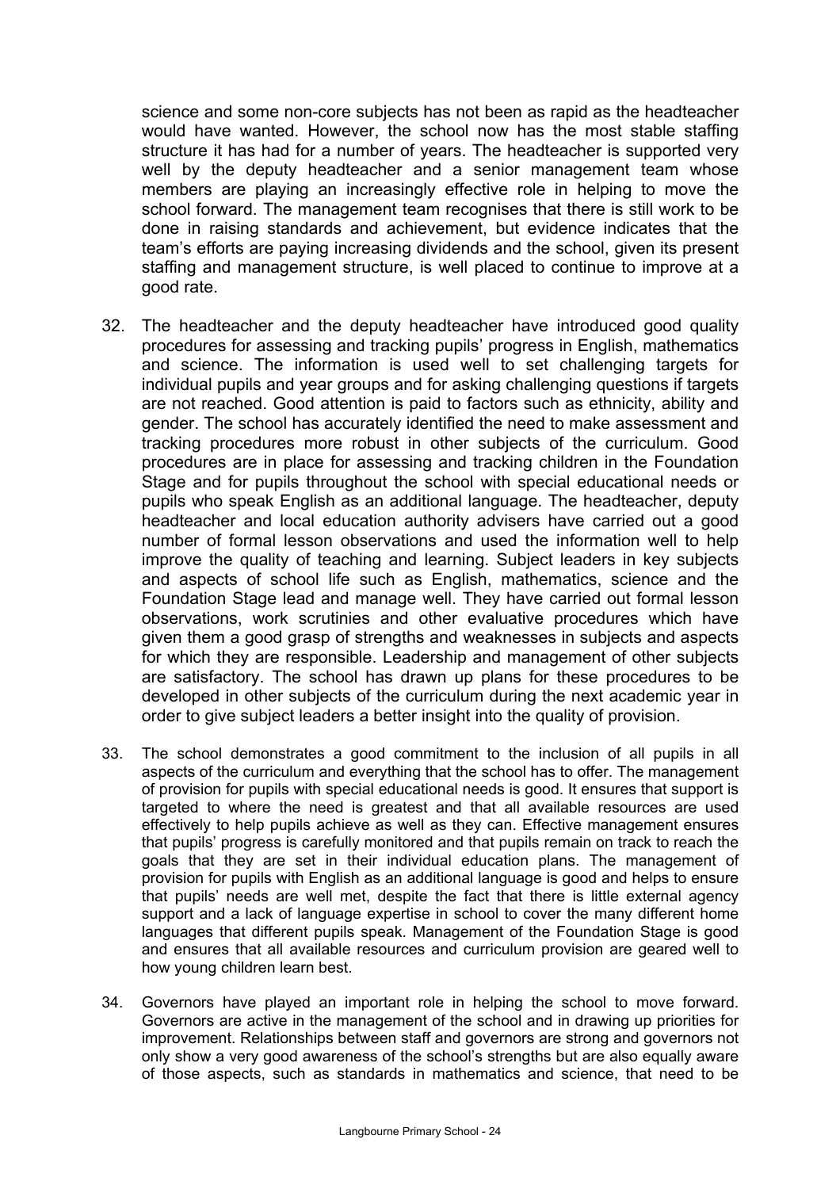science and some non-core subjects has not been as rapid as the headteacher would have wanted. However, the school now has the most stable staffing structure it has had for a number of years. The headteacher is supported very well by the deputy headteacher and a senior management team whose members are playing an increasingly effective role in helping to move the school forward. The management team recognises that there is still work to be done in raising standards and achievement, but evidence indicates that the team's efforts are paying increasing dividends and the school, given its present staffing and management structure, is well placed to continue to improve at a good rate.

32. The headteacher and the deputy headteacher have introduced good quality procedures for assessing and tracking pupils' progress in English, mathematics and science. The information is used well to set challenging targets for individual pupils and year groups and for asking challenging questions if targets are not reached. Good attention is paid to factors such as ethnicity, ability and gender. The school has accurately identified the need to make assessment and tracking procedures more robust in other subjects of the curriculum. Good procedures are in place for assessing and tracking children in the Foundation Stage and for pupils throughout the school with special educational needs or pupils who speak English as an additional language. The headteacher, deputy headteacher and local education authority advisers have carried out a good number of formal lesson observations and used the information well to help improve the quality of teaching and learning. Subject leaders in key subjects and aspects of school life such as English, mathematics, science and the Foundation Stage lead and manage well. They have carried out formal lesson observations, work scrutinies and other evaluative procedures which have given them a good grasp of strengths and weaknesses in subjects and aspects for which they are responsible. Leadership and management of other subjects are satisfactory. The school has drawn up plans for these procedures to be developed in other subjects of the curriculum during the next academic year in order to give subject leaders a better insight into the quality of provision.

33. The school demonstrates a good commitment to the inclusion of all pupils in all aspects of the curriculum and everything that the school has to offer. The management of provision for pupils with special educational needs is good. It ensures that support is targeted to where the need is greatest and that all available resources are used effectively to help pupils achieve as well as they can. Effective management ensures that pupils' progress is carefully monitored and that pupils remain on track to reach the goals that they are set in their individual education plans. The management of provision for pupils with English as an additional language is good and helps to ensure that pupils' needs are well met, despite the fact that there is little external agency support and a lack of language expertise in school to cover the many different home languages that different pupils speak. Management of the Foundation Stage is good and ensures that all available resources and curriculum provision are geared well to how young children learn best.

34. Governors have played an important role in helping the school to move forward. Governors are active in the management of the school and in drawing up priorities for improvement. Relationships between staff and governors are strong and governors not only show a very good awareness of the school's strengths but are also equally aware of those aspects, such as standards in mathematics and science, that need to be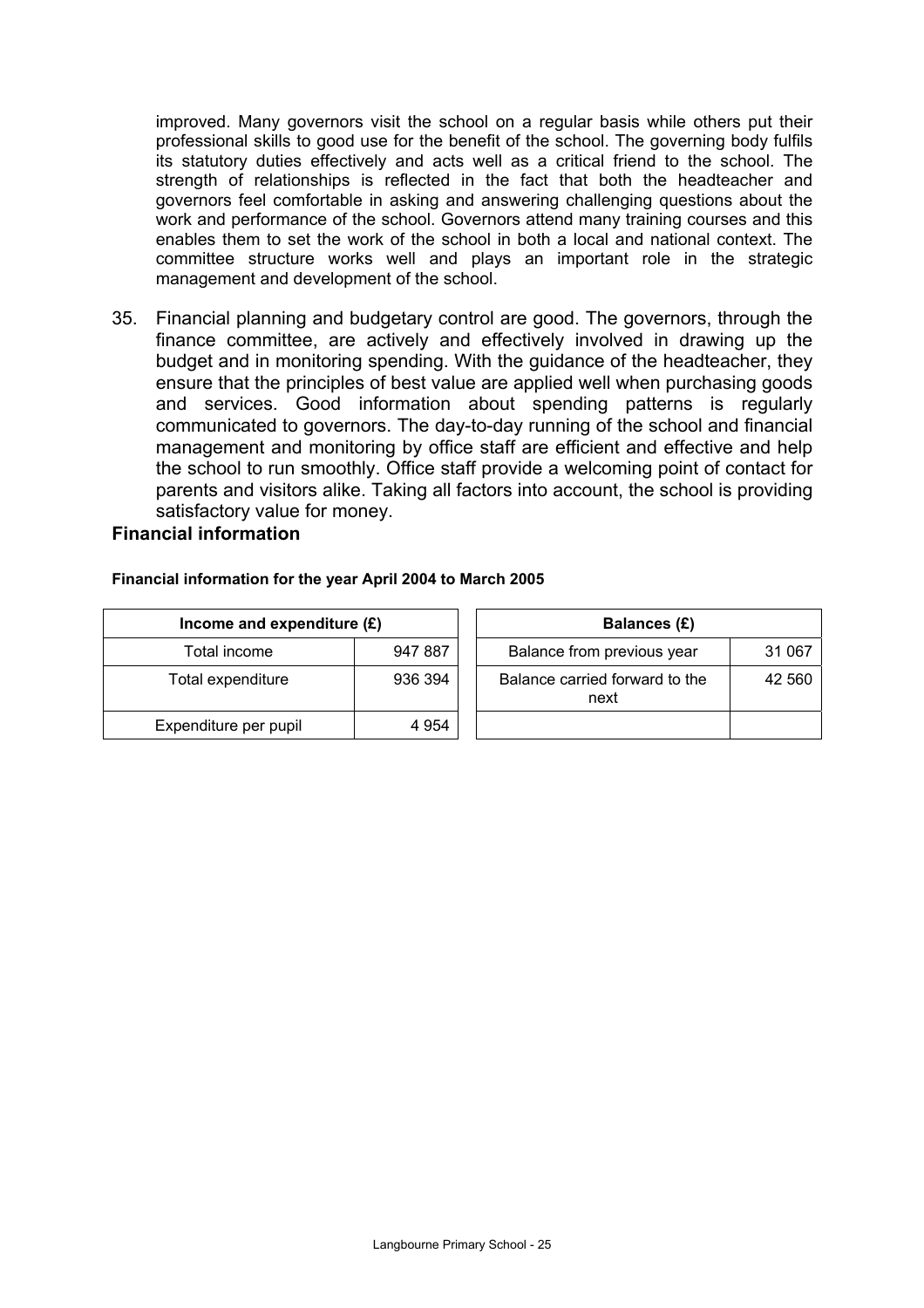improved. Many governors visit the school on a regular basis while others put their professional skills to good use for the benefit of the school. The governing body fulfils its statutory duties effectively and acts well as a critical friend to the school. The strength of relationships is reflected in the fact that both the headteacher and governors feel comfortable in asking and answering challenging questions about the work and performance of the school. Governors attend many training courses and this enables them to set the work of the school in both a local and national context. The committee structure works well and plays an important role in the strategic management and development of the school.

35. Financial planning and budgetary control are good. The governors, through the finance committee, are actively and effectively involved in drawing up the budget and in monitoring spending. With the guidance of the headteacher, they ensure that the principles of best value are applied well when purchasing goods and services. Good information about spending patterns is regularly communicated to governors. The day-to-day running of the school and financial management and monitoring by office staff are efficient and effective and help the school to run smoothly. Office staff provide a welcoming point of contact for parents and visitors alike. Taking all factors into account, the school is providing satisfactory value for money.

## Financial information

**Financial information for the year April 2004 to March 2005**

| Income and expenditure (£) | |
|---|---|
| Total income | 947 887 |
| Total expenditure | 936 394 |
| Expenditure per pupil | 4 954 |

| Balances (£) | |
|---|---|
| Balance from previous year | 31 067 |
| Balance carried forward to the next | 42 560 |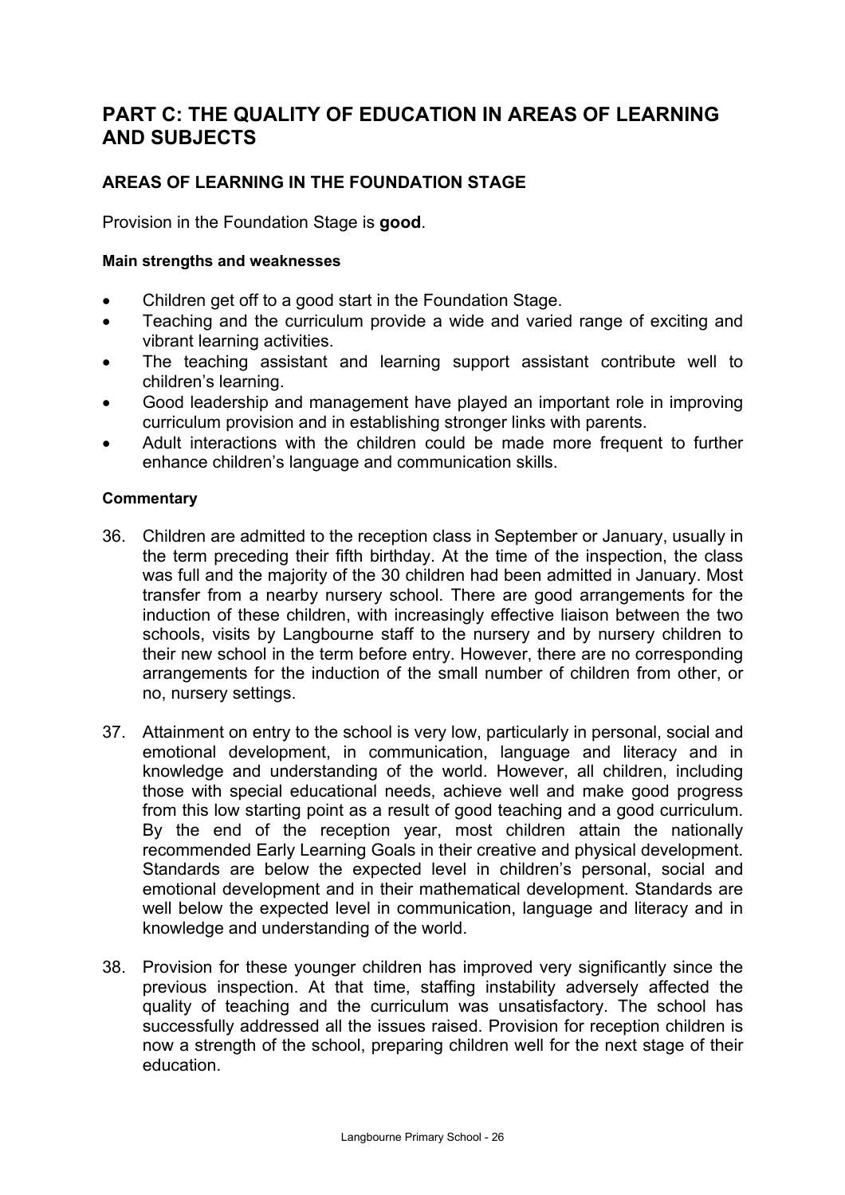## PART C: THE QUALITY OF EDUCATION IN AREAS OF LEARNING AND SUBJECTS

### AREAS OF LEARNING IN THE FOUNDATION STAGE

Provision in the Foundation Stage is **good**.

#### Main strengths and weaknesses

- Children get off to a good start in the Foundation Stage.
- Teaching and the curriculum provide a wide and varied range of exciting and vibrant learning activities.
- The teaching assistant and learning support assistant contribute well to children's learning.
- Good leadership and management have played an important role in improving curriculum provision and in establishing stronger links with parents.
- Adult interactions with the children could be made more frequent to further enhance children's language and communication skills.

#### Commentary

36. Children are admitted to the reception class in September or January, usually in the term preceding their fifth birthday. At the time of the inspection, the class was full and the majority of the 30 children had been admitted in January. Most transfer from a nearby nursery school. There are good arrangements for the induction of these children, with increasingly effective liaison between the two schools, visits by Langbourne staff to the nursery and by nursery children to their new school in the term before entry. However, there are no corresponding arrangements for the induction of the small number of children from other, or no, nursery settings.

37. Attainment on entry to the school is very low, particularly in personal, social and emotional development, in communication, language and literacy and in knowledge and understanding of the world. However, all children, including those with special educational needs, achieve well and make good progress from this low starting point as a result of good teaching and a good curriculum. By the end of the reception year, most children attain the nationally recommended Early Learning Goals in their creative and physical development. Standards are below the expected level in children's personal, social and emotional development and in their mathematical development. Standards are well below the expected level in communication, language and literacy and in knowledge and understanding of the world.

38. Provision for these younger children has improved very significantly since the previous inspection. At that time, staffing instability adversely affected the quality of teaching and the curriculum was unsatisfactory. The school has successfully addressed all the issues raised. Provision for reception children is now a strength of the school, preparing children well for the next stage of their education.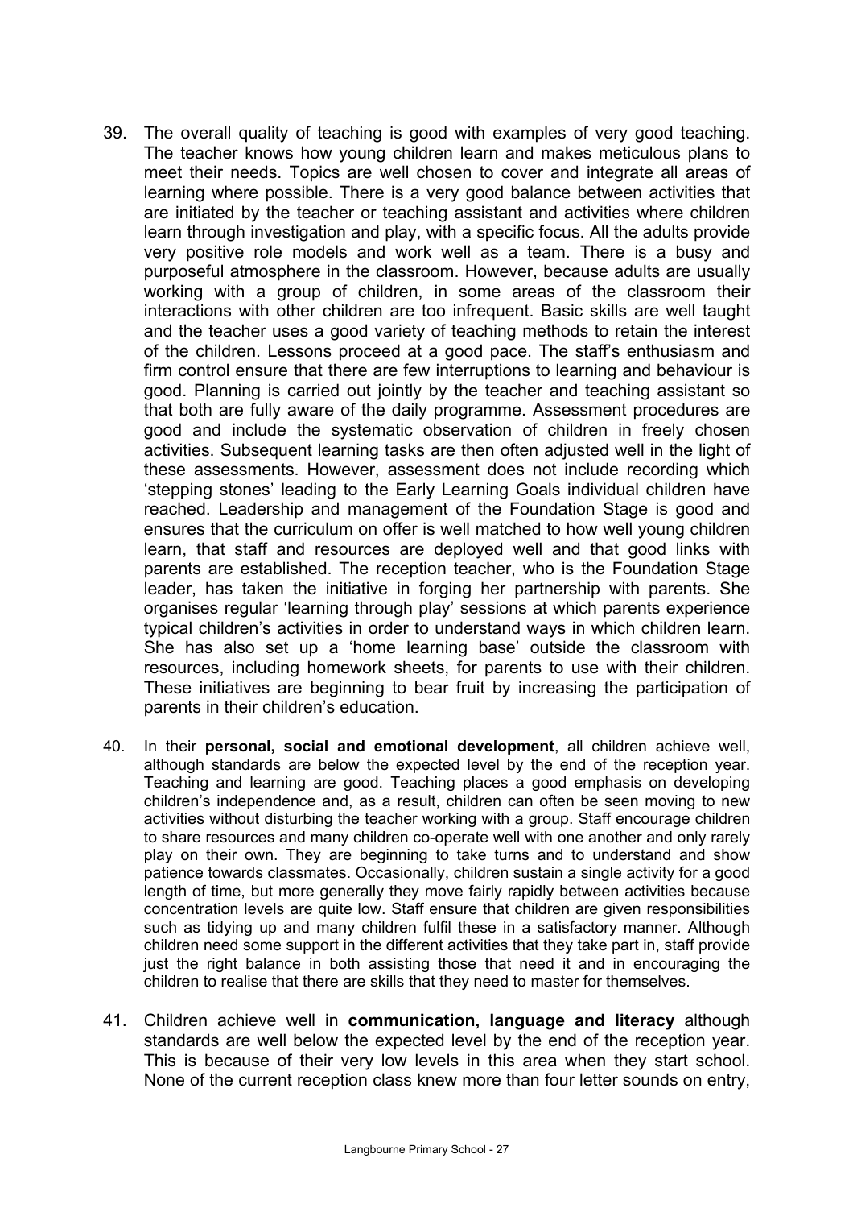39. The overall quality of teaching is good with examples of very good teaching. The teacher knows how young children learn and makes meticulous plans to meet their needs. Topics are well chosen to cover and integrate all areas of learning where possible. There is a very good balance between activities that are initiated by the teacher or teaching assistant and activities where children learn through investigation and play, with a specific focus. All the adults provide very positive role models and work well as a team. There is a busy and purposeful atmosphere in the classroom. However, because adults are usually working with a group of children, in some areas of the classroom their interactions with other children are too infrequent. Basic skills are well taught and the teacher uses a good variety of teaching methods to retain the interest of the children. Lessons proceed at a good pace. The staff's enthusiasm and firm control ensure that there are few interruptions to learning and behaviour is good. Planning is carried out jointly by the teacher and teaching assistant so that both are fully aware of the daily programme. Assessment procedures are good and include the systematic observation of children in freely chosen activities. Subsequent learning tasks are then often adjusted well in the light of these assessments. However, assessment does not include recording which 'stepping stones' leading to the Early Learning Goals individual children have reached. Leadership and management of the Foundation Stage is good and ensures that the curriculum on offer is well matched to how well young children learn, that staff and resources are deployed well and that good links with parents are established. The reception teacher, who is the Foundation Stage leader, has taken the initiative in forging her partnership with parents. She organises regular 'learning through play' sessions at which parents experience typical children's activities in order to understand ways in which children learn. She has also set up a 'home learning base' outside the classroom with resources, including homework sheets, for parents to use with their children. These initiatives are beginning to bear fruit by increasing the participation of parents in their children's education.

40. In their **personal, social and emotional development**, all children achieve well, although standards are below the expected level by the end of the reception year. Teaching and learning are good. Teaching places a good emphasis on developing children's independence and, as a result, children can often be seen moving to new activities without disturbing the teacher working with a group. Staff encourage children to share resources and many children co-operate well with one another and only rarely play on their own. They are beginning to take turns and to understand and show patience towards classmates. Occasionally, children sustain a single activity for a good length of time, but more generally they move fairly rapidly between activities because concentration levels are quite low. Staff ensure that children are given responsibilities such as tidying up and many children fulfil these in a satisfactory manner. Although children need some support in the different activities that they take part in, staff provide just the right balance in both assisting those that need it and in encouraging the children to realise that there are skills that they need to master for themselves.

41. Children achieve well in **communication, language and literacy** although standards are well below the expected level by the end of the reception year. This is because of their very low levels in this area when they start school. None of the current reception class knew more than four letter sounds on entry,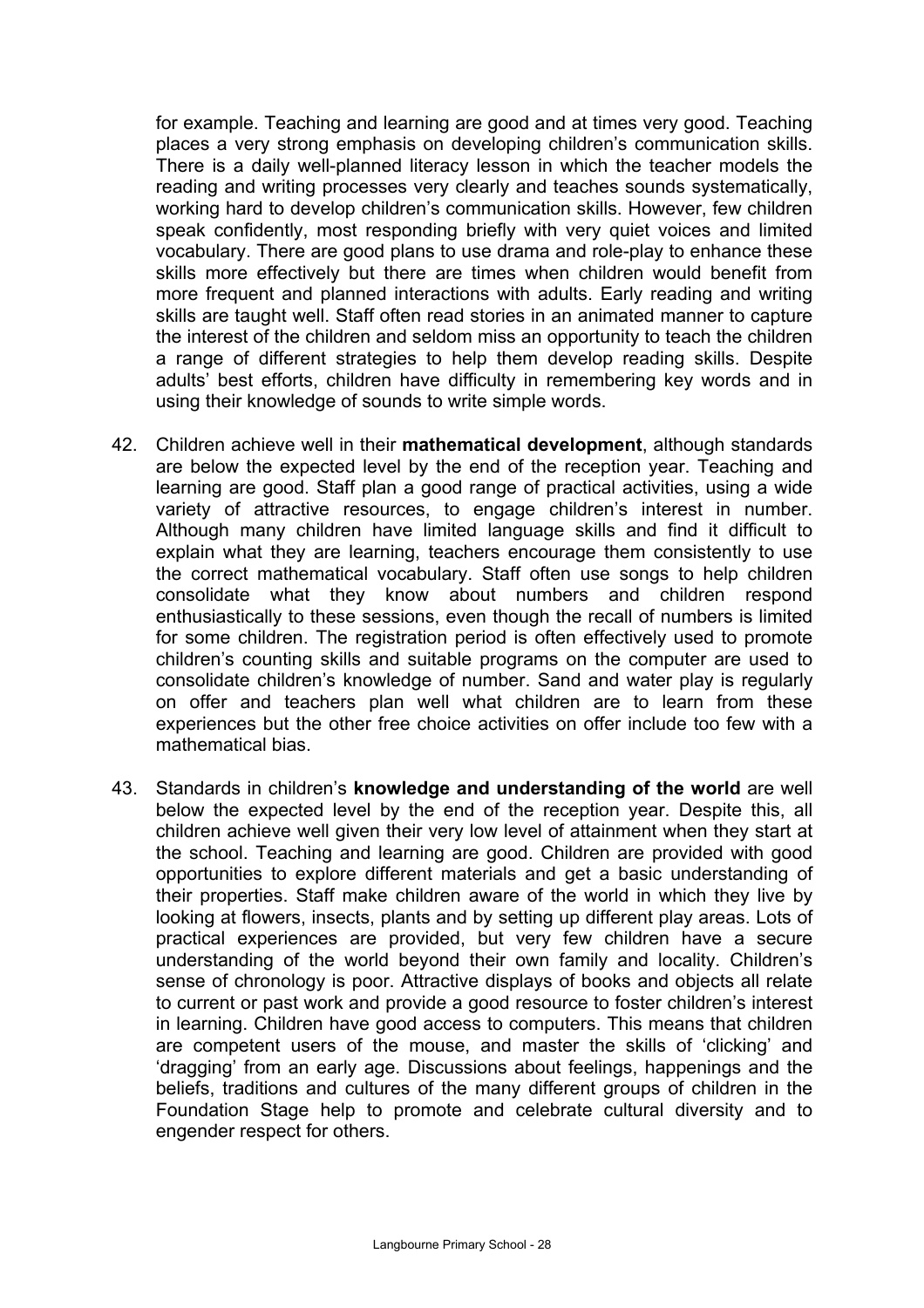for example. Teaching and learning are good and at times very good. Teaching places a very strong emphasis on developing children's communication skills. There is a daily well-planned literacy lesson in which the teacher models the reading and writing processes very clearly and teaches sounds systematically, working hard to develop children's communication skills. However, few children speak confidently, most responding briefly with very quiet voices and limited vocabulary. There are good plans to use drama and role-play to enhance these skills more effectively but there are times when children would benefit from more frequent and planned interactions with adults. Early reading and writing skills are taught well. Staff often read stories in an animated manner to capture the interest of the children and seldom miss an opportunity to teach the children a range of different strategies to help them develop reading skills. Despite adults' best efforts, children have difficulty in remembering key words and in using their knowledge of sounds to write simple words.

42. Children achieve well in their **mathematical development**, although standards are below the expected level by the end of the reception year. Teaching and learning are good. Staff plan a good range of practical activities, using a wide variety of attractive resources, to engage children's interest in number. Although many children have limited language skills and find it difficult to explain what they are learning, teachers encourage them consistently to use the correct mathematical vocabulary. Staff often use songs to help children consolidate what they know about numbers and children respond enthusiastically to these sessions, even though the recall of numbers is limited for some children. The registration period is often effectively used to promote children's counting skills and suitable programs on the computer are used to consolidate children's knowledge of number. Sand and water play is regularly on offer and teachers plan well what children are to learn from these experiences but the other free choice activities on offer include too few with a mathematical bias.

43. Standards in children's **knowledge and understanding of the world** are well below the expected level by the end of the reception year. Despite this, all children achieve well given their very low level of attainment when they start at the school. Teaching and learning are good. Children are provided with good opportunities to explore different materials and get a basic understanding of their properties. Staff make children aware of the world in which they live by looking at flowers, insects, plants and by setting up different play areas. Lots of practical experiences are provided, but very few children have a secure understanding of the world beyond their own family and locality. Children's sense of chronology is poor. Attractive displays of books and objects all relate to current or past work and provide a good resource to foster children's interest in learning. Children have good access to computers. This means that children are competent users of the mouse, and master the skills of 'clicking' and 'dragging' from an early age. Discussions about feelings, happenings and the beliefs, traditions and cultures of the many different groups of children in the Foundation Stage help to promote and celebrate cultural diversity and to engender respect for others.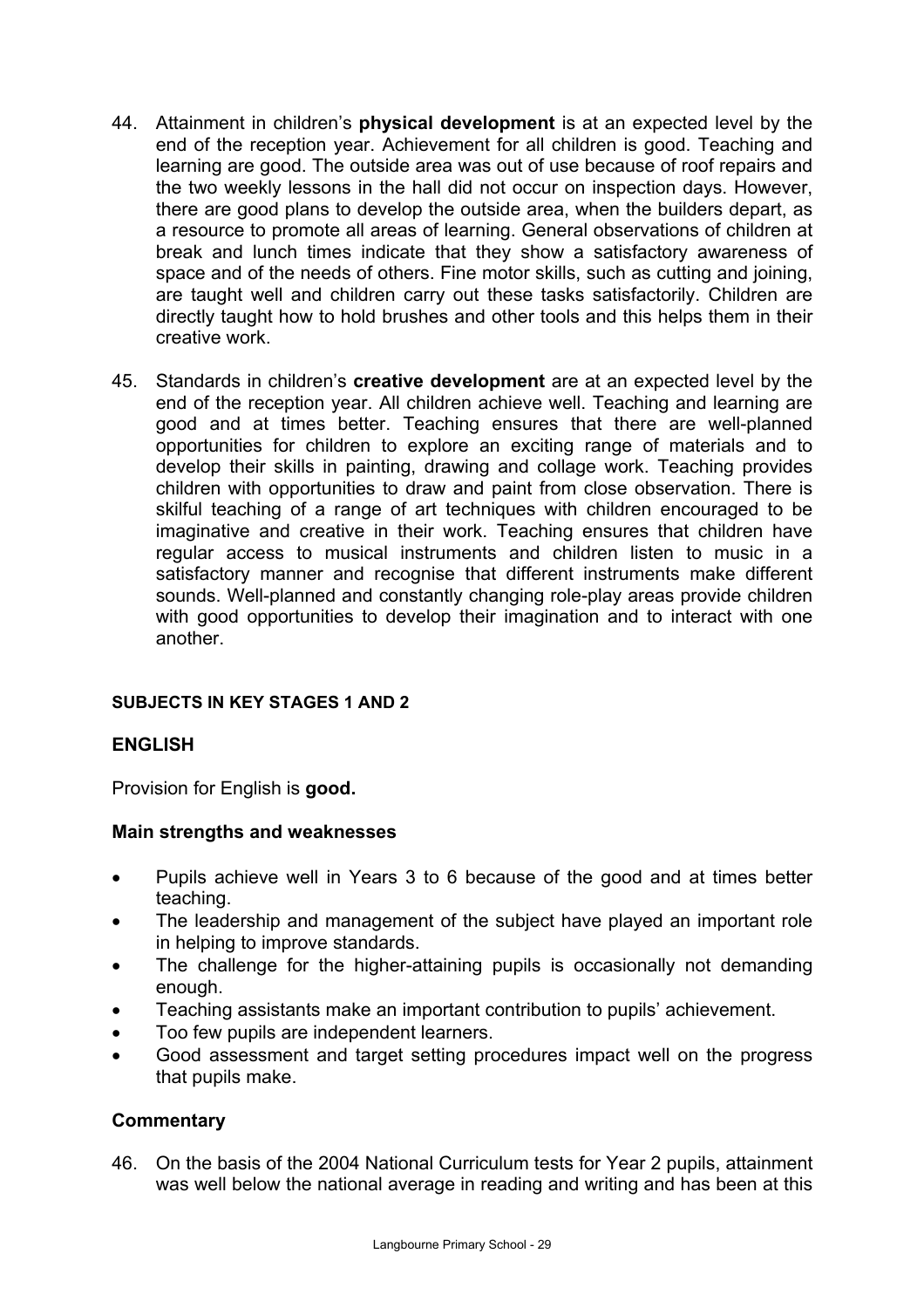44. Attainment in children's **physical development** is at an expected level by the end of the reception year. Achievement for all children is good. Teaching and learning are good. The outside area was out of use because of roof repairs and the two weekly lessons in the hall did not occur on inspection days. However, there are good plans to develop the outside area, when the builders depart, as a resource to promote all areas of learning. General observations of children at break and lunch times indicate that they show a satisfactory awareness of space and of the needs of others. Fine motor skills, such as cutting and joining, are taught well and children carry out these tasks satisfactorily. Children are directly taught how to hold brushes and other tools and this helps them in their creative work.

45. Standards in children's **creative development** are at an expected level by the end of the reception year. All children achieve well. Teaching and learning are good and at times better. Teaching ensures that there are well-planned opportunities for children to explore an exciting range of materials and to develop their skills in painting, drawing and collage work. Teaching provides children with opportunities to draw and paint from close observation. There is skilful teaching of a range of art techniques with children encouraged to be imaginative and creative in their work. Teaching ensures that children have regular access to musical instruments and children listen to music in a satisfactory manner and recognise that different instruments make different sounds. Well-planned and constantly changing role-play areas provide children with good opportunities to develop their imagination and to interact with one another.

## SUBJECTS IN KEY STAGES 1 AND 2

## ENGLISH

Provision for English is **good.**

### Main strengths and weaknesses

- Pupils achieve well in Years 3 to 6 because of the good and at times better teaching.
- The leadership and management of the subject have played an important role in helping to improve standards.
- The challenge for the higher-attaining pupils is occasionally not demanding enough.
- Teaching assistants make an important contribution to pupils' achievement.
- Too few pupils are independent learners.
- Good assessment and target setting procedures impact well on the progress that pupils make.

### Commentary

46. On the basis of the 2004 National Curriculum tests for Year 2 pupils, attainment was well below the national average in reading and writing and has been at this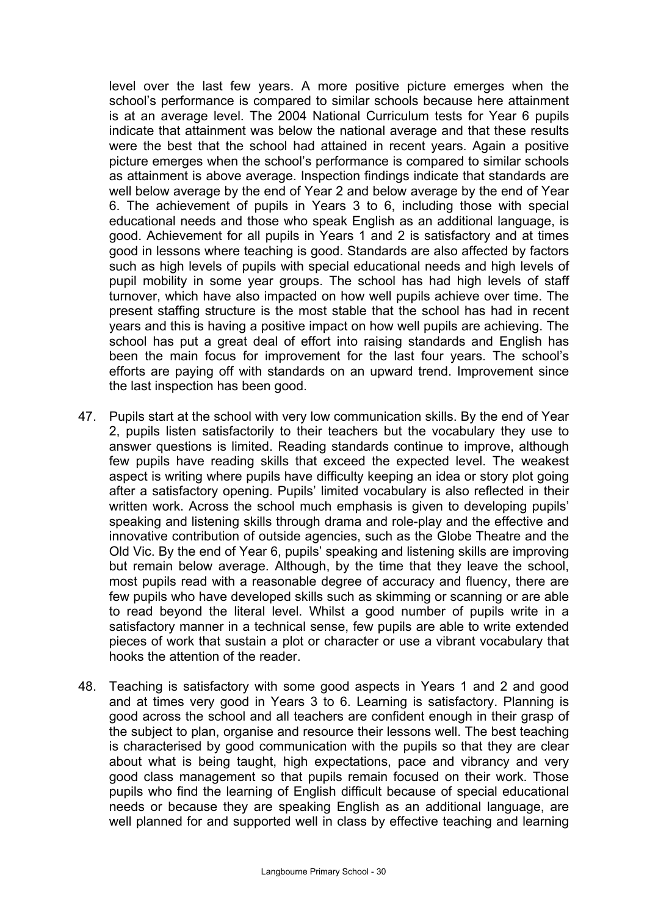level over the last few years. A more positive picture emerges when the school's performance is compared to similar schools because here attainment is at an average level. The 2004 National Curriculum tests for Year 6 pupils indicate that attainment was below the national average and that these results were the best that the school had attained in recent years. Again a positive picture emerges when the school's performance is compared to similar schools as attainment is above average. Inspection findings indicate that standards are well below average by the end of Year 2 and below average by the end of Year 6. The achievement of pupils in Years 3 to 6, including those with special educational needs and those who speak English as an additional language, is good. Achievement for all pupils in Years 1 and 2 is satisfactory and at times good in lessons where teaching is good. Standards are also affected by factors such as high levels of pupils with special educational needs and high levels of pupil mobility in some year groups. The school has had high levels of staff turnover, which have also impacted on how well pupils achieve over time. The present staffing structure is the most stable that the school has had in recent years and this is having a positive impact on how well pupils are achieving. The school has put a great deal of effort into raising standards and English has been the main focus for improvement for the last four years. The school's efforts are paying off with standards on an upward trend. Improvement since the last inspection has been good.

47. Pupils start at the school with very low communication skills. By the end of Year 2, pupils listen satisfactorily to their teachers but the vocabulary they use to answer questions is limited. Reading standards continue to improve, although few pupils have reading skills that exceed the expected level. The weakest aspect is writing where pupils have difficulty keeping an idea or story plot going after a satisfactory opening. Pupils' limited vocabulary is also reflected in their written work. Across the school much emphasis is given to developing pupils' speaking and listening skills through drama and role-play and the effective and innovative contribution of outside agencies, such as the Globe Theatre and the Old Vic. By the end of Year 6, pupils' speaking and listening skills are improving but remain below average. Although, by the time that they leave the school, most pupils read with a reasonable degree of accuracy and fluency, there are few pupils who have developed skills such as skimming or scanning or are able to read beyond the literal level. Whilst a good number of pupils write in a satisfactory manner in a technical sense, few pupils are able to write extended pieces of work that sustain a plot or character or use a vibrant vocabulary that hooks the attention of the reader.

48. Teaching is satisfactory with some good aspects in Years 1 and 2 and good and at times very good in Years 3 to 6. Learning is satisfactory. Planning is good across the school and all teachers are confident enough in their grasp of the subject to plan, organise and resource their lessons well. The best teaching is characterised by good communication with the pupils so that they are clear about what is being taught, high expectations, pace and vibrancy and very good class management so that pupils remain focused on their work. Those pupils who find the learning of English difficult because of special educational needs or because they are speaking English as an additional language, are well planned for and supported well in class by effective teaching and learning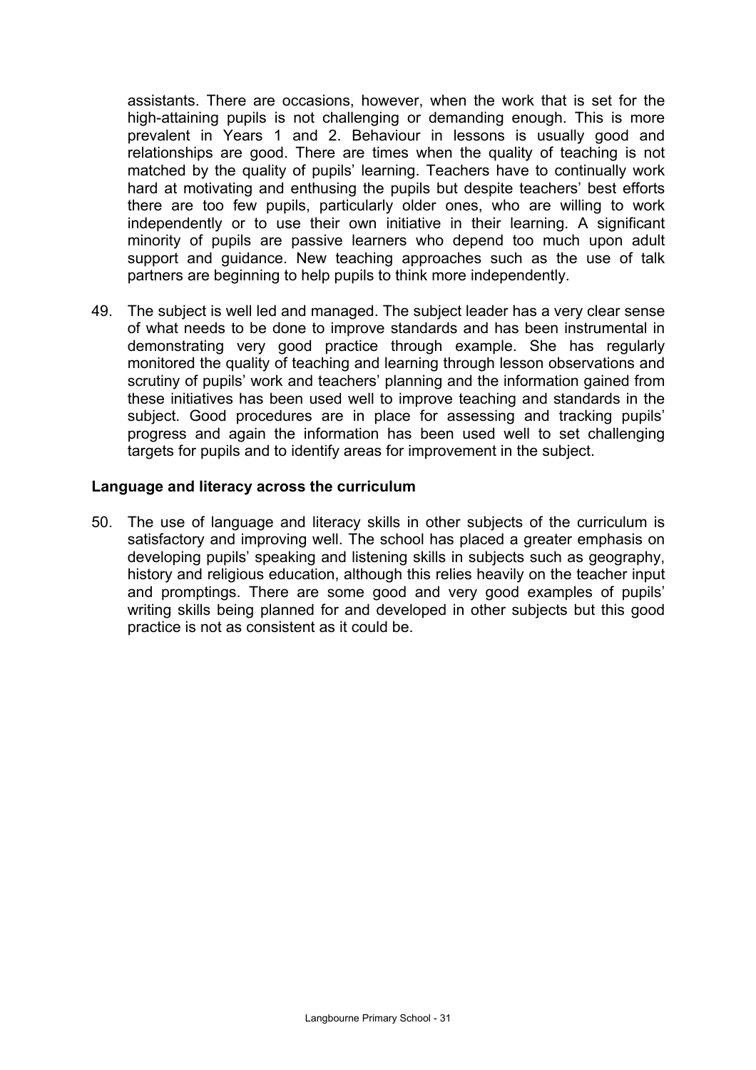assistants. There are occasions, however, when the work that is set for the high-attaining pupils is not challenging or demanding enough. This is more prevalent in Years 1 and 2. Behaviour in lessons is usually good and relationships are good. There are times when the quality of teaching is not matched by the quality of pupils' learning. Teachers have to continually work hard at motivating and enthusing the pupils but despite teachers' best efforts there are too few pupils, particularly older ones, who are willing to work independently or to use their own initiative in their learning. A significant minority of pupils are passive learners who depend too much upon adult support and guidance. New teaching approaches such as the use of talk partners are beginning to help pupils to think more independently.

49. The subject is well led and managed. The subject leader has a very clear sense of what needs to be done to improve standards and has been instrumental in demonstrating very good practice through example. She has regularly monitored the quality of teaching and learning through lesson observations and scrutiny of pupils' work and teachers' planning and the information gained from these initiatives has been used well to improve teaching and standards in the subject. Good procedures are in place for assessing and tracking pupils' progress and again the information has been used well to set challenging targets for pupils and to identify areas for improvement in the subject.

### Language and literacy across the curriculum

50. The use of language and literacy skills in other subjects of the curriculum is satisfactory and improving well. The school has placed a greater emphasis on developing pupils' speaking and listening skills in subjects such as geography, history and religious education, although this relies heavily on the teacher input and promptings. There are some good and very good examples of pupils' writing skills being planned for and developed in other subjects but this good practice is not as consistent as it could be.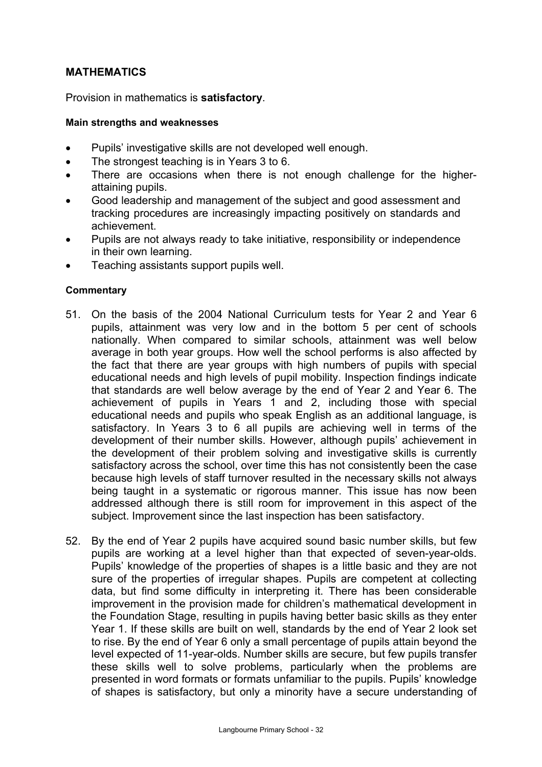## MATHEMATICS

Provision in mathematics is **satisfactory**.

**Main strengths and weaknesses**

- Pupils' investigative skills are not developed well enough.
- The strongest teaching is in Years 3 to 6.
- There are occasions when there is not enough challenge for the higher-attaining pupils.
- Good leadership and management of the subject and good assessment and tracking procedures are increasingly impacting positively on standards and achievement.
- Pupils are not always ready to take initiative, responsibility or independence in their own learning.
- Teaching assistants support pupils well.

**Commentary**

51. On the basis of the 2004 National Curriculum tests for Year 2 and Year 6 pupils, attainment was very low and in the bottom 5 per cent of schools nationally. When compared to similar schools, attainment was well below average in both year groups. How well the school performs is also affected by the fact that there are year groups with high numbers of pupils with special educational needs and high levels of pupil mobility. Inspection findings indicate that standards are well below average by the end of Year 2 and Year 6. The achievement of pupils in Years 1 and 2, including those with special educational needs and pupils who speak English as an additional language, is satisfactory. In Years 3 to 6 all pupils are achieving well in terms of the development of their number skills. However, although pupils' achievement in the development of their problem solving and investigative skills is currently satisfactory across the school, over time this has not consistently been the case because high levels of staff turnover resulted in the necessary skills not always being taught in a systematic or rigorous manner. This issue has now been addressed although there is still room for improvement in this aspect of the subject. Improvement since the last inspection has been satisfactory.

52. By the end of Year 2 pupils have acquired sound basic number skills, but few pupils are working at a level higher than that expected of seven-year-olds. Pupils' knowledge of the properties of shapes is a little basic and they are not sure of the properties of irregular shapes. Pupils are competent at collecting data, but find some difficulty in interpreting it. There has been considerable improvement in the provision made for children's mathematical development in the Foundation Stage, resulting in pupils having better basic skills as they enter Year 1. If these skills are built on well, standards by the end of Year 2 look set to rise. By the end of Year 6 only a small percentage of pupils attain beyond the level expected of 11-year-olds. Number skills are secure, but few pupils transfer these skills well to solve problems, particularly when the problems are presented in word formats or formats unfamiliar to the pupils. Pupils' knowledge of shapes is satisfactory, but only a minority have a secure understanding of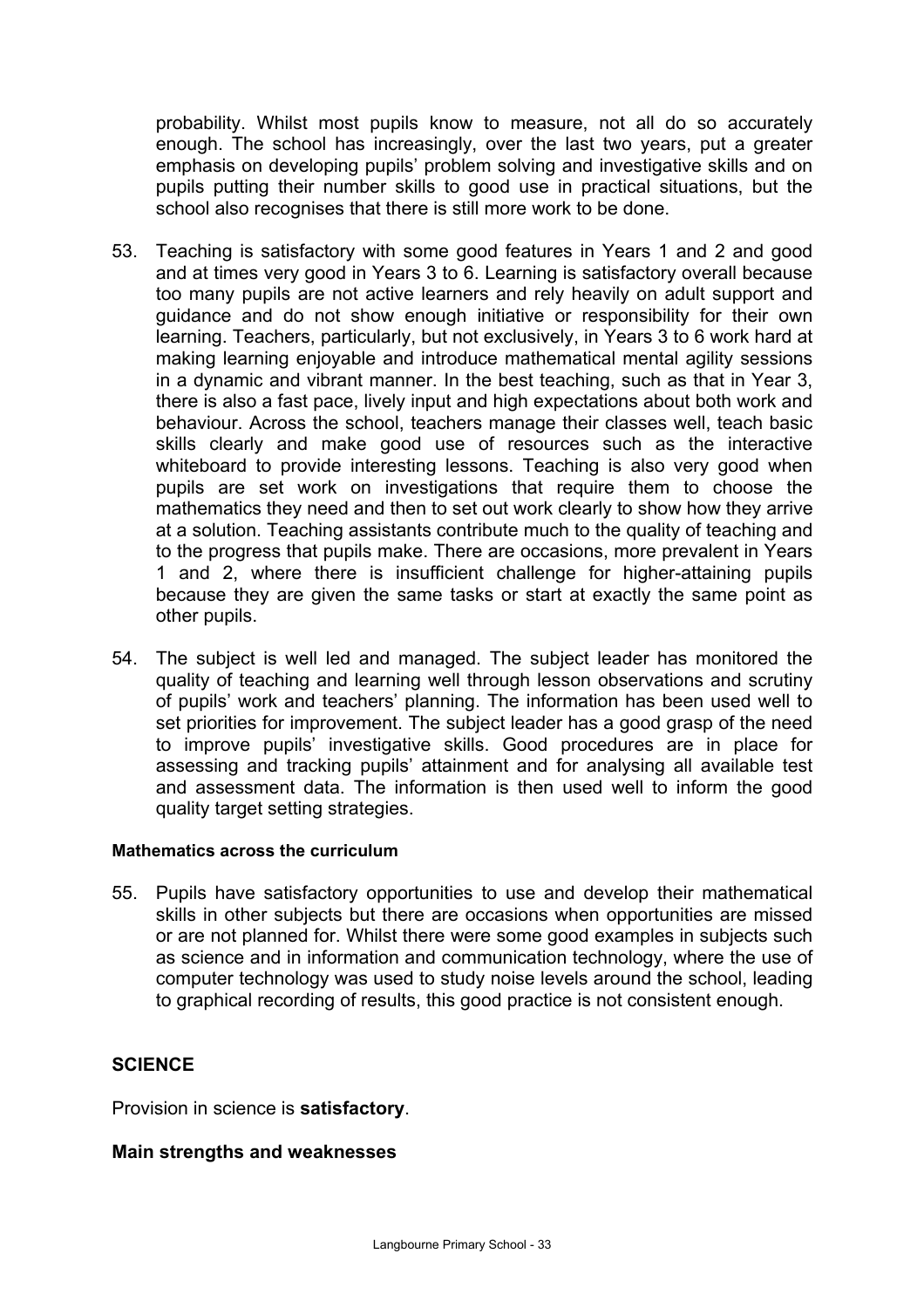probability. Whilst most pupils know to measure, not all do so accurately enough. The school has increasingly, over the last two years, put a greater emphasis on developing pupils' problem solving and investigative skills and on pupils putting their number skills to good use in practical situations, but the school also recognises that there is still more work to be done.

53. Teaching is satisfactory with some good features in Years 1 and 2 and good and at times very good in Years 3 to 6. Learning is satisfactory overall because too many pupils are not active learners and rely heavily on adult support and guidance and do not show enough initiative or responsibility for their own learning. Teachers, particularly, but not exclusively, in Years 3 to 6 work hard at making learning enjoyable and introduce mathematical mental agility sessions in a dynamic and vibrant manner. In the best teaching, such as that in Year 3, there is also a fast pace, lively input and high expectations about both work and behaviour. Across the school, teachers manage their classes well, teach basic skills clearly and make good use of resources such as the interactive whiteboard to provide interesting lessons. Teaching is also very good when pupils are set work on investigations that require them to choose the mathematics they need and then to set out work clearly to show how they arrive at a solution. Teaching assistants contribute much to the quality of teaching and to the progress that pupils make. There are occasions, more prevalent in Years 1 and 2, where there is insufficient challenge for higher-attaining pupils because they are given the same tasks or start at exactly the same point as other pupils.

54. The subject is well led and managed. The subject leader has monitored the quality of teaching and learning well through lesson observations and scrutiny of pupils' work and teachers' planning. The information has been used well to set priorities for improvement. The subject leader has a good grasp of the need to improve pupils' investigative skills. Good procedures are in place for assessing and tracking pupils' attainment and for analysing all available test and assessment data. The information is then used well to inform the good quality target setting strategies.

#### Mathematics across the curriculum

55. Pupils have satisfactory opportunities to use and develop their mathematical skills in other subjects but there are occasions when opportunities are missed or are not planned for. Whilst there were some good examples in subjects such as science and in information and communication technology, where the use of computer technology was used to study noise levels around the school, leading to graphical recording of results, this good practice is not consistent enough.

## SCIENCE

Provision in science is **satisfactory**.

### Main strengths and weaknesses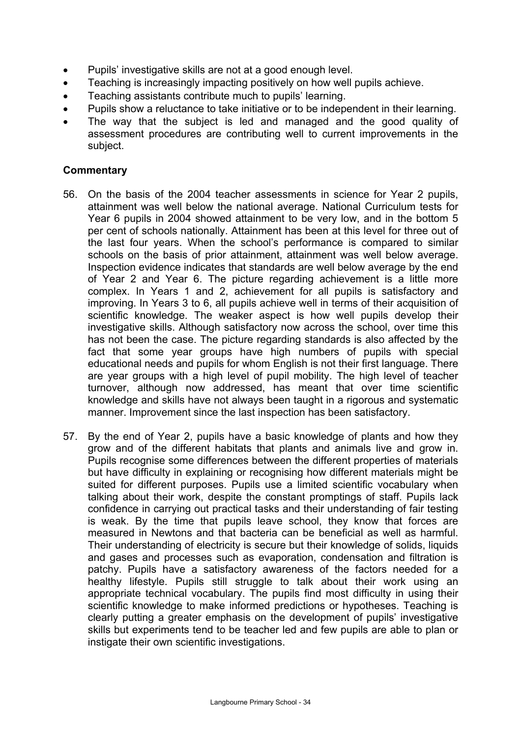- Pupils' investigative skills are not at a good enough level.
- Teaching is increasingly impacting positively on how well pupils achieve.
- Teaching assistants contribute much to pupils' learning.
- Pupils show a reluctance to take initiative or to be independent in their learning.
- The way that the subject is led and managed and the good quality of assessment procedures are contributing well to current improvements in the subject.

### Commentary

56. On the basis of the 2004 teacher assessments in science for Year 2 pupils, attainment was well below the national average. National Curriculum tests for Year 6 pupils in 2004 showed attainment to be very low, and in the bottom 5 per cent of schools nationally. Attainment has been at this level for three out of the last four years. When the school's performance is compared to similar schools on the basis of prior attainment, attainment was well below average. Inspection evidence indicates that standards are well below average by the end of Year 2 and Year 6. The picture regarding achievement is a little more complex. In Years 1 and 2, achievement for all pupils is satisfactory and improving. In Years 3 to 6, all pupils achieve well in terms of their acquisition of scientific knowledge. The weaker aspect is how well pupils develop their investigative skills. Although satisfactory now across the school, over time this has not been the case. The picture regarding standards is also affected by the fact that some year groups have high numbers of pupils with special educational needs and pupils for whom English is not their first language. There are year groups with a high level of pupil mobility. The high level of teacher turnover, although now addressed, has meant that over time scientific knowledge and skills have not always been taught in a rigorous and systematic manner. Improvement since the last inspection has been satisfactory.

57. By the end of Year 2, pupils have a basic knowledge of plants and how they grow and of the different habitats that plants and animals live and grow in. Pupils recognise some differences between the different properties of materials but have difficulty in explaining or recognising how different materials might be suited for different purposes. Pupils use a limited scientific vocabulary when talking about their work, despite the constant promptings of staff. Pupils lack confidence in carrying out practical tasks and their understanding of fair testing is weak. By the time that pupils leave school, they know that forces are measured in Newtons and that bacteria can be beneficial as well as harmful. Their understanding of electricity is secure but their knowledge of solids, liquids and gases and processes such as evaporation, condensation and filtration is patchy. Pupils have a satisfactory awareness of the factors needed for a healthy lifestyle. Pupils still struggle to talk about their work using an appropriate technical vocabulary. The pupils find most difficulty in using their scientific knowledge to make informed predictions or hypotheses. Teaching is clearly putting a greater emphasis on the development of pupils' investigative skills but experiments tend to be teacher led and few pupils are able to plan or instigate their own scientific investigations.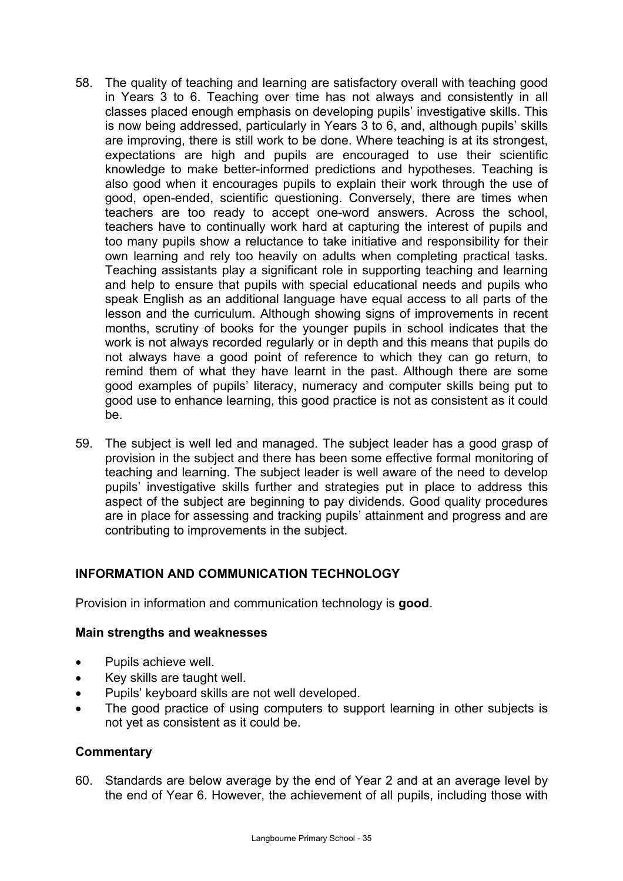58. The quality of teaching and learning are satisfactory overall with teaching good in Years 3 to 6. Teaching over time has not always and consistently in all classes placed enough emphasis on developing pupils' investigative skills. This is now being addressed, particularly in Years 3 to 6, and, although pupils' skills are improving, there is still work to be done. Where teaching is at its strongest, expectations are high and pupils are encouraged to use their scientific knowledge to make better-informed predictions and hypotheses. Teaching is also good when it encourages pupils to explain their work through the use of good, open-ended, scientific questioning. Conversely, there are times when teachers are too ready to accept one-word answers. Across the school, teachers have to continually work hard at capturing the interest of pupils and too many pupils show a reluctance to take initiative and responsibility for their own learning and rely too heavily on adults when completing practical tasks. Teaching assistants play a significant role in supporting teaching and learning and help to ensure that pupils with special educational needs and pupils who speak English as an additional language have equal access to all parts of the lesson and the curriculum. Although showing signs of improvements in recent months, scrutiny of books for the younger pupils in school indicates that the work is not always recorded regularly or in depth and this means that pupils do not always have a good point of reference to which they can go return, to remind them of what they have learnt in the past. Although there are some good examples of pupils' literacy, numeracy and computer skills being put to good use to enhance learning, this good practice is not as consistent as it could be.

59. The subject is well led and managed. The subject leader has a good grasp of provision in the subject and there has been some effective formal monitoring of teaching and learning. The subject leader is well aware of the need to develop pupils' investigative skills further and strategies put in place to address this aspect of the subject are beginning to pay dividends. Good quality procedures are in place for assessing and tracking pupils' attainment and progress and are contributing to improvements in the subject.

## INFORMATION AND COMMUNICATION TECHNOLOGY

Provision in information and communication technology is **good**.

### Main strengths and weaknesses

- Pupils achieve well.
- Key skills are taught well.
- Pupils' keyboard skills are not well developed.
- The good practice of using computers to support learning in other subjects is not yet as consistent as it could be.

### Commentary

60. Standards are below average by the end of Year 2 and at an average level by the end of Year 6. However, the achievement of all pupils, including those with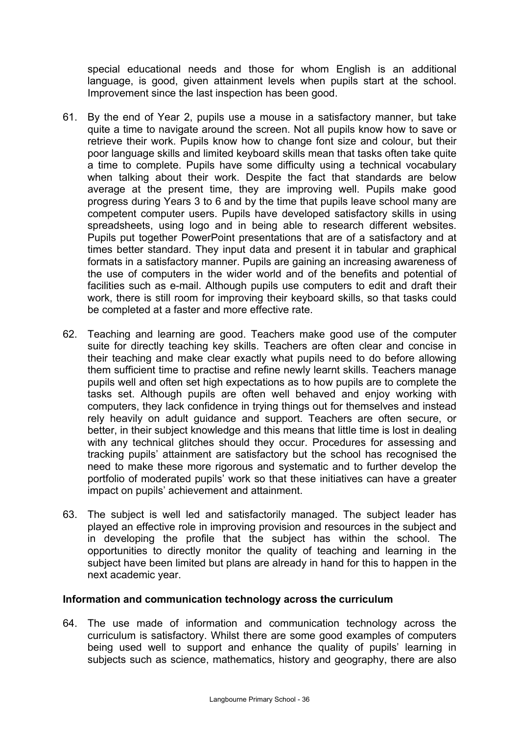special educational needs and those for whom English is an additional language, is good, given attainment levels when pupils start at the school. Improvement since the last inspection has been good.

61. By the end of Year 2, pupils use a mouse in a satisfactory manner, but take quite a time to navigate around the screen. Not all pupils know how to save or retrieve their work. Pupils know how to change font size and colour, but their poor language skills and limited keyboard skills mean that tasks often take quite a time to complete. Pupils have some difficulty using a technical vocabulary when talking about their work. Despite the fact that standards are below average at the present time, they are improving well. Pupils make good progress during Years 3 to 6 and by the time that pupils leave school many are competent computer users. Pupils have developed satisfactory skills in using spreadsheets, using logo and in being able to research different websites. Pupils put together PowerPoint presentations that are of a satisfactory and at times better standard. They input data and present it in tabular and graphical formats in a satisfactory manner. Pupils are gaining an increasing awareness of the use of computers in the wider world and of the benefits and potential of facilities such as e-mail. Although pupils use computers to edit and draft their work, there is still room for improving their keyboard skills, so that tasks could be completed at a faster and more effective rate.

62. Teaching and learning are good. Teachers make good use of the computer suite for directly teaching key skills. Teachers are often clear and concise in their teaching and make clear exactly what pupils need to do before allowing them sufficient time to practise and refine newly learnt skills. Teachers manage pupils well and often set high expectations as to how pupils are to complete the tasks set. Although pupils are often well behaved and enjoy working with computers, they lack confidence in trying things out for themselves and instead rely heavily on adult guidance and support. Teachers are often secure, or better, in their subject knowledge and this means that little time is lost in dealing with any technical glitches should they occur. Procedures for assessing and tracking pupils' attainment are satisfactory but the school has recognised the need to make these more rigorous and systematic and to further develop the portfolio of moderated pupils' work so that these initiatives can have a greater impact on pupils' achievement and attainment.

63. The subject is well led and satisfactorily managed. The subject leader has played an effective role in improving provision and resources in the subject and in developing the profile that the subject has within the school. The opportunities to directly monitor the quality of teaching and learning in the subject have been limited but plans are already in hand for this to happen in the next academic year.

### Information and communication technology across the curriculum

64. The use made of information and communication technology across the curriculum is satisfactory. Whilst there are some good examples of computers being used well to support and enhance the quality of pupils' learning in subjects such as science, mathematics, history and geography, there are also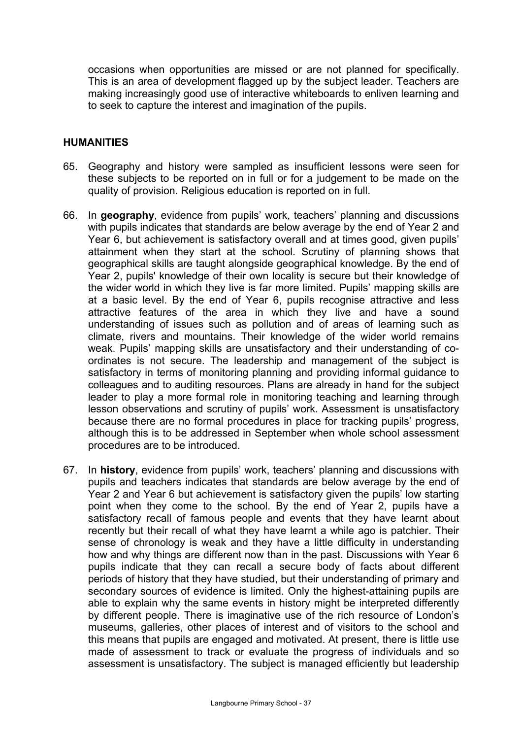occasions when opportunities are missed or are not planned for specifically. This is an area of development flagged up by the subject leader. Teachers are making increasingly good use of interactive whiteboards to enliven learning and to seek to capture the interest and imagination of the pupils.

## HUMANITIES

65. Geography and history were sampled as insufficient lessons were seen for these subjects to be reported on in full or for a judgement to be made on the quality of provision. Religious education is reported on in full.

66. In **geography**, evidence from pupils' work, teachers' planning and discussions with pupils indicates that standards are below average by the end of Year 2 and Year 6, but achievement is satisfactory overall and at times good, given pupils' attainment when they start at the school. Scrutiny of planning shows that geographical skills are taught alongside geographical knowledge. By the end of Year 2, pupils' knowledge of their own locality is secure but their knowledge of the wider world in which they live is far more limited. Pupils' mapping skills are at a basic level. By the end of Year 6, pupils recognise attractive and less attractive features of the area in which they live and have a sound understanding of issues such as pollution and of areas of learning such as climate, rivers and mountains. Their knowledge of the wider world remains weak. Pupils' mapping skills are unsatisfactory and their understanding of co-ordinates is not secure. The leadership and management of the subject is satisfactory in terms of monitoring planning and providing informal guidance to colleagues and to auditing resources. Plans are already in hand for the subject leader to play a more formal role in monitoring teaching and learning through lesson observations and scrutiny of pupils' work. Assessment is unsatisfactory because there are no formal procedures in place for tracking pupils' progress, although this is to be addressed in September when whole school assessment procedures are to be introduced.

67. In **history**, evidence from pupils' work, teachers' planning and discussions with pupils and teachers indicates that standards are below average by the end of Year 2 and Year 6 but achievement is satisfactory given the pupils' low starting point when they come to the school. By the end of Year 2, pupils have a satisfactory recall of famous people and events that they have learnt about recently but their recall of what they have learnt a while ago is patchier. Their sense of chronology is weak and they have a little difficulty in understanding how and why things are different now than in the past. Discussions with Year 6 pupils indicate that they can recall a secure body of facts about different periods of history that they have studied, but their understanding of primary and secondary sources of evidence is limited. Only the highest-attaining pupils are able to explain why the same events in history might be interpreted differently by different people. There is imaginative use of the rich resource of London's museums, galleries, other places of interest and of visitors to the school and this means that pupils are engaged and motivated. At present, there is little use made of assessment to track or evaluate the progress of individuals and so assessment is unsatisfactory. The subject is managed efficiently but leadership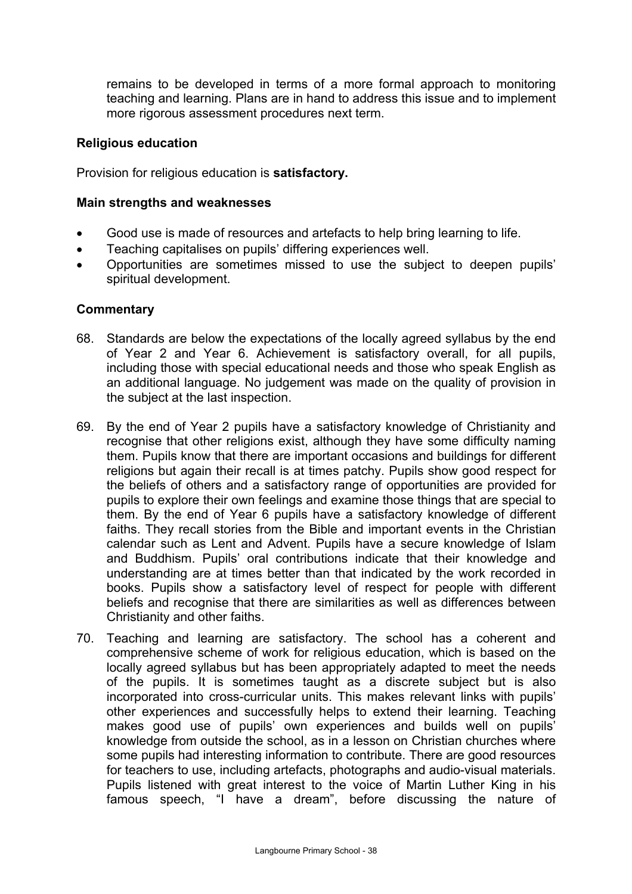remains to be developed in terms of a more formal approach to monitoring teaching and learning. Plans are in hand to address this issue and to implement more rigorous assessment procedures next term.

### Religious education

Provision for religious education is **satisfactory.**

#### Main strengths and weaknesses

- Good use is made of resources and artefacts to help bring learning to life.
- Teaching capitalises on pupils' differing experiences well.
- Opportunities are sometimes missed to use the subject to deepen pupils' spiritual development.

#### Commentary

68. Standards are below the expectations of the locally agreed syllabus by the end of Year 2 and Year 6. Achievement is satisfactory overall, for all pupils, including those with special educational needs and those who speak English as an additional language. No judgement was made on the quality of provision in the subject at the last inspection.

69. By the end of Year 2 pupils have a satisfactory knowledge of Christianity and recognise that other religions exist, although they have some difficulty naming them. Pupils know that there are important occasions and buildings for different religions but again their recall is at times patchy. Pupils show good respect for the beliefs of others and a satisfactory range of opportunities are provided for pupils to explore their own feelings and examine those things that are special to them. By the end of Year 6 pupils have a satisfactory knowledge of different faiths. They recall stories from the Bible and important events in the Christian calendar such as Lent and Advent. Pupils have a secure knowledge of Islam and Buddhism. Pupils' oral contributions indicate that their knowledge and understanding are at times better than that indicated by the work recorded in books. Pupils show a satisfactory level of respect for people with different beliefs and recognise that there are similarities as well as differences between Christianity and other faiths.

70. Teaching and learning are satisfactory. The school has a coherent and comprehensive scheme of work for religious education, which is based on the locally agreed syllabus but has been appropriately adapted to meet the needs of the pupils. It is sometimes taught as a discrete subject but is also incorporated into cross-curricular units. This makes relevant links with pupils' other experiences and successfully helps to extend their learning. Teaching makes good use of pupils' own experiences and builds well on pupils' knowledge from outside the school, as in a lesson on Christian churches where some pupils had interesting information to contribute. There are good resources for teachers to use, including artefacts, photographs and audio-visual materials. Pupils listened with great interest to the voice of Martin Luther King in his famous speech, "I have a dream", before discussing the nature of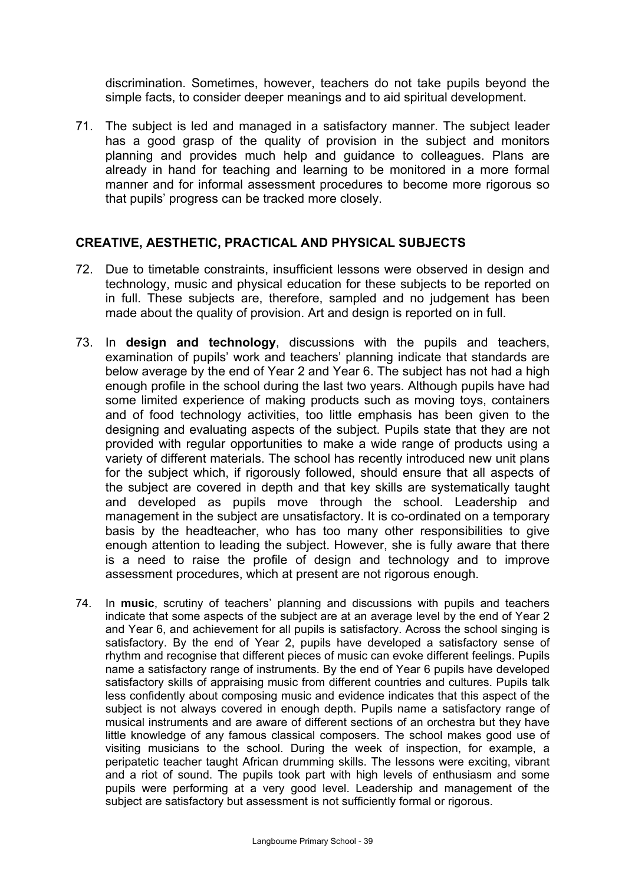discrimination. Sometimes, however, teachers do not take pupils beyond the simple facts, to consider deeper meanings and to aid spiritual development.

71. The subject is led and managed in a satisfactory manner. The subject leader has a good grasp of the quality of provision in the subject and monitors planning and provides much help and guidance to colleagues. Plans are already in hand for teaching and learning to be monitored in a more formal manner and for informal assessment procedures to become more rigorous so that pupils' progress can be tracked more closely.

## CREATIVE, AESTHETIC, PRACTICAL AND PHYSICAL SUBJECTS

72. Due to timetable constraints, insufficient lessons were observed in design and technology, music and physical education for these subjects to be reported on in full. These subjects are, therefore, sampled and no judgement has been made about the quality of provision. Art and design is reported on in full.

73. In **design and technology**, discussions with the pupils and teachers, examination of pupils' work and teachers' planning indicate that standards are below average by the end of Year 2 and Year 6. The subject has not had a high enough profile in the school during the last two years. Although pupils have had some limited experience of making products such as moving toys, containers and of food technology activities, too little emphasis has been given to the designing and evaluating aspects of the subject. Pupils state that they are not provided with regular opportunities to make a wide range of products using a variety of different materials. The school has recently introduced new unit plans for the subject which, if rigorously followed, should ensure that all aspects of the subject are covered in depth and that key skills are systematically taught and developed as pupils move through the school. Leadership and management in the subject are unsatisfactory. It is co-ordinated on a temporary basis by the headteacher, who has too many other responsibilities to give enough attention to leading the subject. However, she is fully aware that there is a need to raise the profile of design and technology and to improve assessment procedures, which at present are not rigorous enough.

74. In **music**, scrutiny of teachers' planning and discussions with pupils and teachers indicate that some aspects of the subject are at an average level by the end of Year 2 and Year 6, and achievement for all pupils is satisfactory. Across the school singing is satisfactory. By the end of Year 2, pupils have developed a satisfactory sense of rhythm and recognise that different pieces of music can evoke different feelings. Pupils name a satisfactory range of instruments. By the end of Year 6 pupils have developed satisfactory skills of appraising music from different countries and cultures. Pupils talk less confidently about composing music and evidence indicates that this aspect of the subject is not always covered in enough depth. Pupils name a satisfactory range of musical instruments and are aware of different sections of an orchestra but they have little knowledge of any famous classical composers. The school makes good use of visiting musicians to the school. During the week of inspection, for example, a peripatetic teacher taught African drumming skills. The lessons were exciting, vibrant and a riot of sound. The pupils took part with high levels of enthusiasm and some pupils were performing at a very good level. Leadership and management of the subject are satisfactory but assessment is not sufficiently formal or rigorous.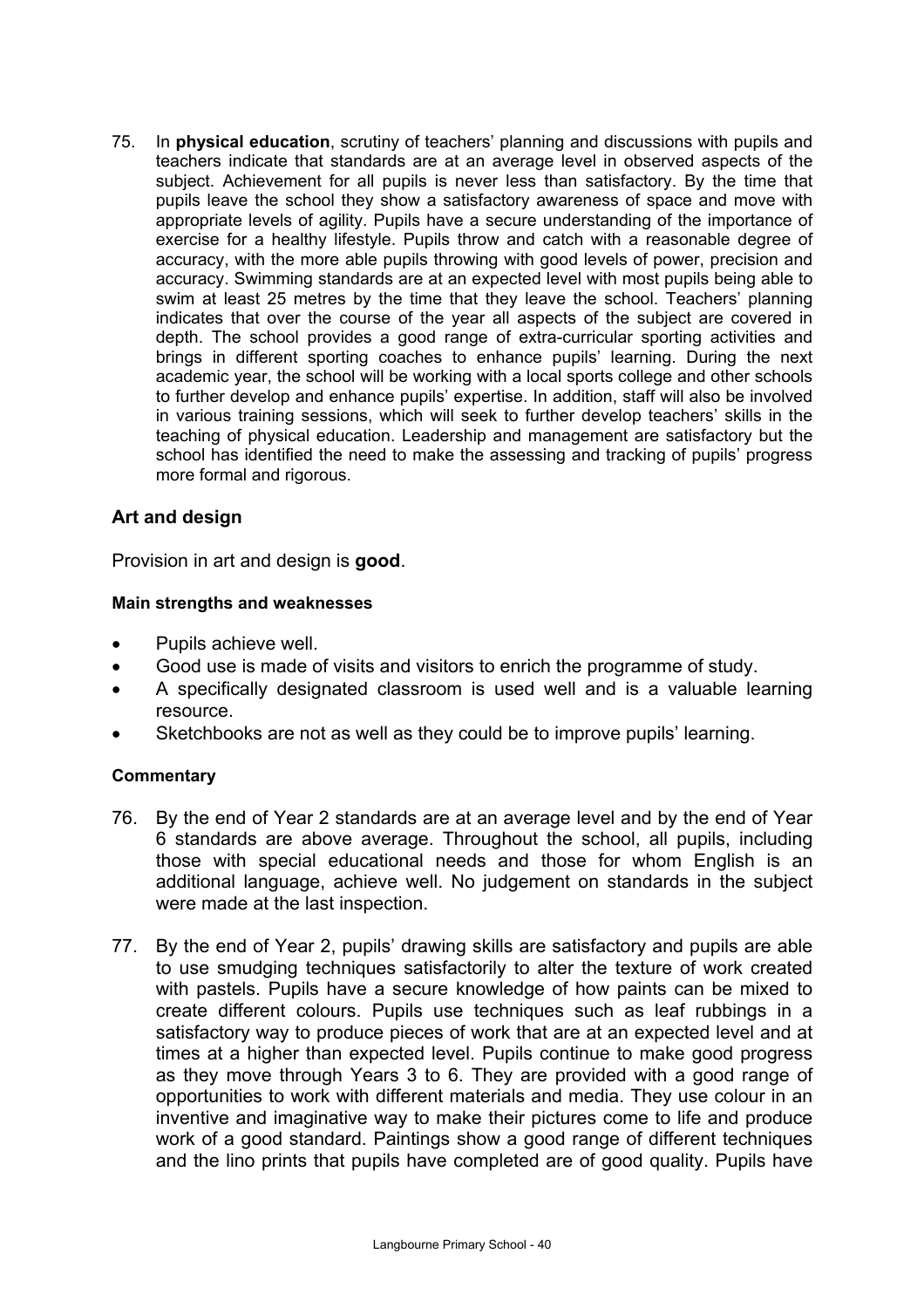75. In **physical education**, scrutiny of teachers' planning and discussions with pupils and teachers indicate that standards are at an average level in observed aspects of the subject. Achievement for all pupils is never less than satisfactory. By the time that pupils leave the school they show a satisfactory awareness of space and move with appropriate levels of agility. Pupils have a secure understanding of the importance of exercise for a healthy lifestyle. Pupils throw and catch with a reasonable degree of accuracy, with the more able pupils throwing with good levels of power, precision and accuracy. Swimming standards are at an expected level with most pupils being able to swim at least 25 metres by the time that they leave the school. Teachers' planning indicates that over the course of the year all aspects of the subject are covered in depth. The school provides a good range of extra-curricular sporting activities and brings in different sporting coaches to enhance pupils' learning. During the next academic year, the school will be working with a local sports college and other schools to further develop and enhance pupils' expertise. In addition, staff will also be involved in various training sessions, which will seek to further develop teachers' skills in the teaching of physical education. Leadership and management are satisfactory but the school has identified the need to make the assessing and tracking of pupils' progress more formal and rigorous.

## Art and design

Provision in art and design is **good**.

#### Main strengths and weaknesses

- Pupils achieve well.
- Good use is made of visits and visitors to enrich the programme of study.
- A specifically designated classroom is used well and is a valuable learning resource.
- Sketchbooks are not as well as they could be to improve pupils' learning.

#### Commentary

76. By the end of Year 2 standards are at an average level and by the end of Year 6 standards are above average. Throughout the school, all pupils, including those with special educational needs and those for whom English is an additional language, achieve well. No judgement on standards in the subject were made at the last inspection.

77. By the end of Year 2, pupils' drawing skills are satisfactory and pupils are able to use smudging techniques satisfactorily to alter the texture of work created with pastels. Pupils have a secure knowledge of how paints can be mixed to create different colours. Pupils use techniques such as leaf rubbings in a satisfactory way to produce pieces of work that are at an expected level and at times at a higher than expected level. Pupils continue to make good progress as they move through Years 3 to 6. They are provided with a good range of opportunities to work with different materials and media. They use colour in an inventive and imaginative way to make their pictures come to life and produce work of a good standard. Paintings show a good range of different techniques and the lino prints that pupils have completed are of good quality. Pupils have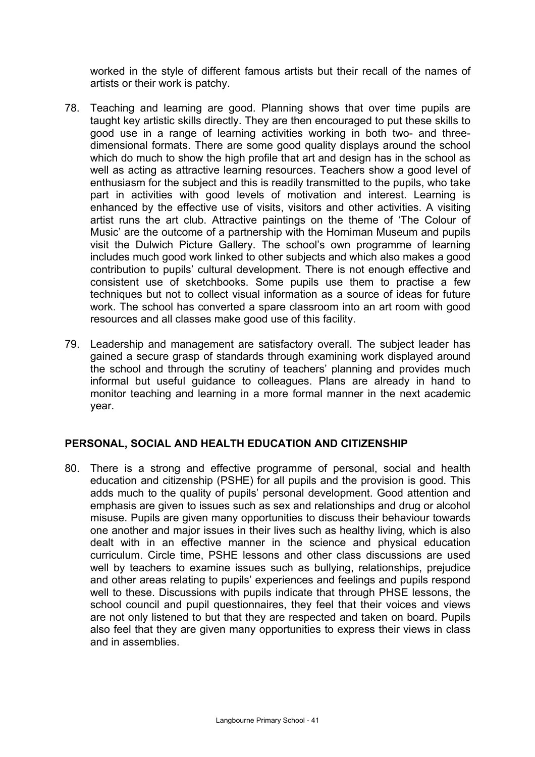worked in the style of different famous artists but their recall of the names of artists or their work is patchy.

78. Teaching and learning are good. Planning shows that over time pupils are taught key artistic skills directly. They are then encouraged to put these skills to good use in a range of learning activities working in both two- and three-dimensional formats. There are some good quality displays around the school which do much to show the high profile that art and design has in the school as well as acting as attractive learning resources. Teachers show a good level of enthusiasm for the subject and this is readily transmitted to the pupils, who take part in activities with good levels of motivation and interest. Learning is enhanced by the effective use of visits, visitors and other activities. A visiting artist runs the art club. Attractive paintings on the theme of 'The Colour of Music' are the outcome of a partnership with the Horniman Museum and pupils visit the Dulwich Picture Gallery. The school's own programme of learning includes much good work linked to other subjects and which also makes a good contribution to pupils' cultural development. There is not enough effective and consistent use of sketchbooks. Some pupils use them to practise a few techniques but not to collect visual information as a source of ideas for future work. The school has converted a spare classroom into an art room with good resources and all classes make good use of this facility.

79. Leadership and management are satisfactory overall. The subject leader has gained a secure grasp of standards through examining work displayed around the school and through the scrutiny of teachers' planning and provides much informal but useful guidance to colleagues. Plans are already in hand to monitor teaching and learning in a more formal manner in the next academic year.

## PERSONAL, SOCIAL AND HEALTH EDUCATION AND CITIZENSHIP

80. There is a strong and effective programme of personal, social and health education and citizenship (PSHE) for all pupils and the provision is good. This adds much to the quality of pupils' personal development. Good attention and emphasis are given to issues such as sex and relationships and drug or alcohol misuse. Pupils are given many opportunities to discuss their behaviour towards one another and major issues in their lives such as healthy living, which is also dealt with in an effective manner in the science and physical education curriculum. Circle time, PSHE lessons and other class discussions are used well by teachers to examine issues such as bullying, relationships, prejudice and other areas relating to pupils' experiences and feelings and pupils respond well to these. Discussions with pupils indicate that through PHSE lessons, the school council and pupil questionnaires, they feel that their voices and views are not only listened to but that they are respected and taken on board. Pupils also feel that they are given many opportunities to express their views in class and in assemblies.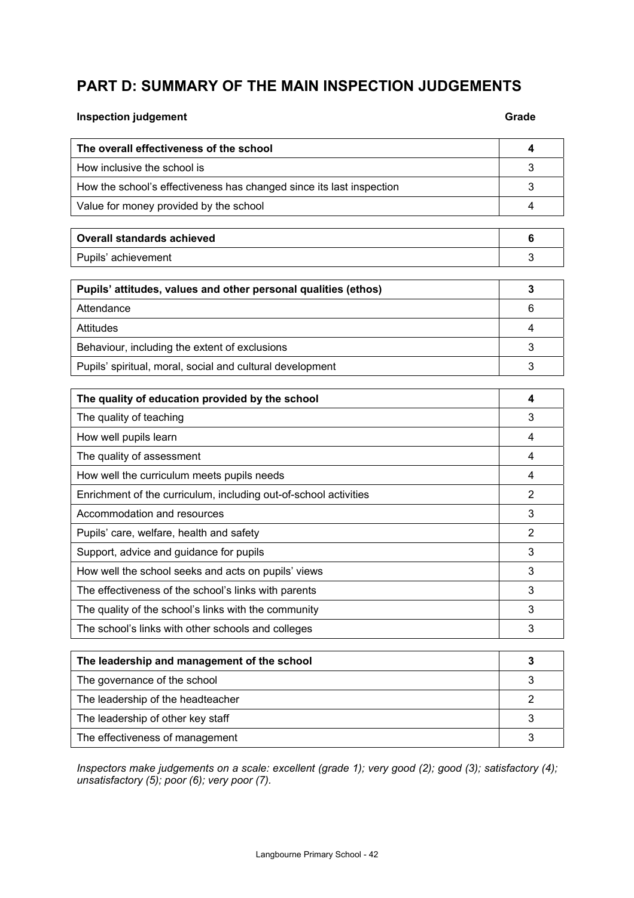# PART D: SUMMARY OF THE MAIN INSPECTION JUDGEMENTS

| Inspection judgement | Grade |
|---|---|
| **The overall effectiveness of the school** | **4** |
| How inclusive the school is | 3 |
| How the school's effectiveness has changed since its last inspection | 3 |
| Value for money provided by the school | 4 |
| | |
| **Overall standards achieved** | **6** |
| Pupils' achievement | 3 |
| | |
| **Pupils' attitudes, values and other personal qualities (ethos)** | **3** |
| Attendance | 6 |
| Attitudes | 4 |
| Behaviour, including the extent of exclusions | 3 |
| Pupils' spiritual, moral, social and cultural development | 3 |
| | |
| **The quality of education provided by the school** | **4** |
| The quality of teaching | 3 |
| How well pupils learn | 4 |
| The quality of assessment | 4 |
| How well the curriculum meets pupils needs | 4 |
| Enrichment of the curriculum, including out-of-school activities | 2 |
| Accommodation and resources | 3 |
| Pupils' care, welfare, health and safety | 2 |
| Support, advice and guidance for pupils | 3 |
| How well the school seeks and acts on pupils' views | 3 |
| The effectiveness of the school's links with parents | 3 |
| The quality of the school's links with the community | 3 |
| The school's links with other schools and colleges | 3 |
| | |
| **The leadership and management of the school** | **3** |
| The governance of the school | 3 |
| The leadership of the headteacher | 2 |
| The leadership of other key staff | 3 |
| The effectiveness of management | 3 |

*Inspectors make judgements on a scale: excellent (grade 1); very good (2); good (3); satisfactory (4); unsatisfactory (5); poor (6); very poor (7).*